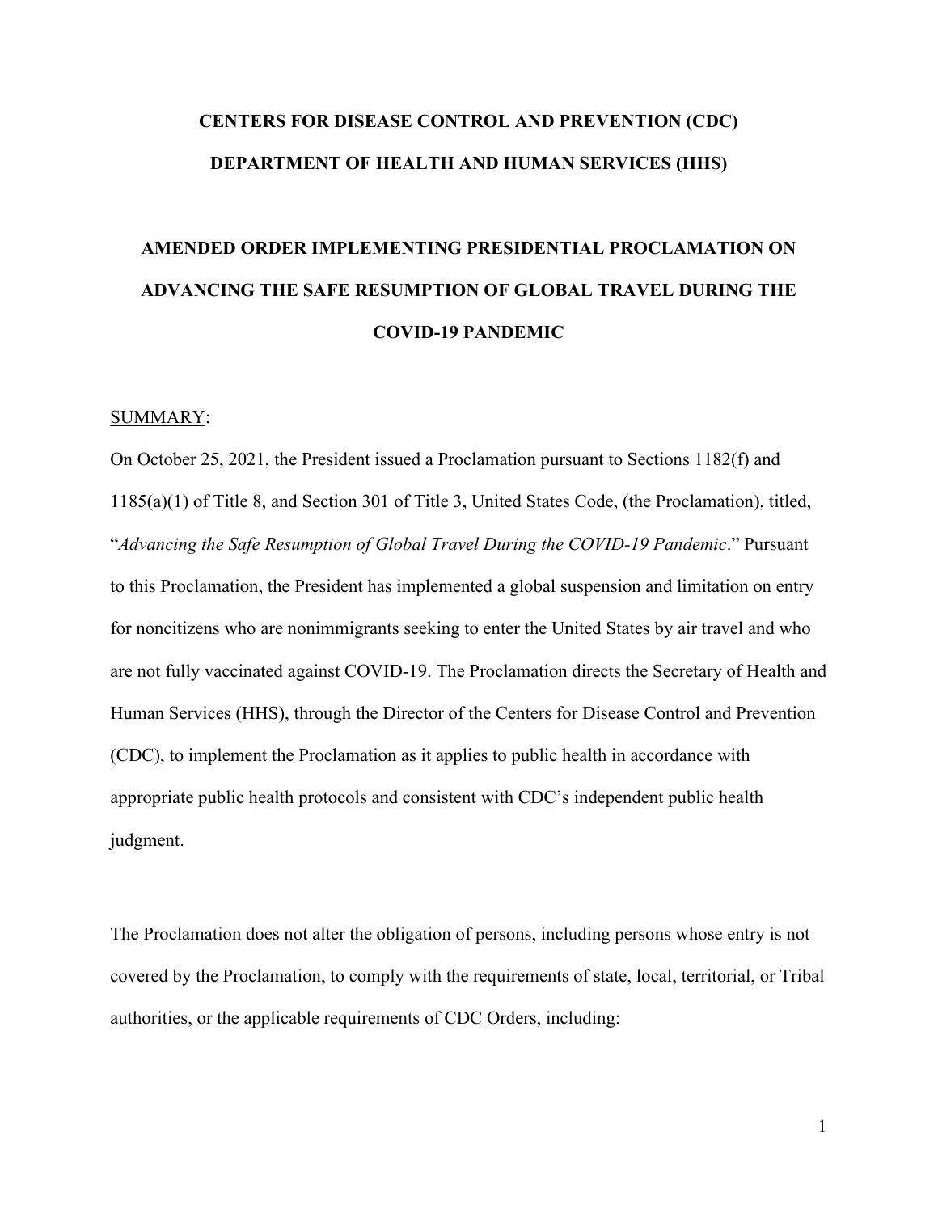**CENTERS FOR DISEASE CONTROL AND PREVENTION (CDC)**

**DEPARTMENT OF HEALTH AND HUMAN SERVICES (HHS)**

# AMENDED ORDER IMPLEMENTING PRESIDENTIAL PROCLAMATION ON ADVANCING THE SAFE RESUMPTION OF GLOBAL TRAVEL DURING THE COVID-19 PANDEMIC

SUMMARY:

On October 25, 2021, the President issued a Proclamation pursuant to Sections 1182(f) and 1185(a)(1) of Title 8, and Section 301 of Title 3, United States Code, (the Proclamation), titled, "*Advancing the Safe Resumption of Global Travel During the COVID-19 Pandemic*." Pursuant to this Proclamation, the President has implemented a global suspension and limitation on entry for noncitizens who are nonimmigrants seeking to enter the United States by air travel and who are not fully vaccinated against COVID-19. The Proclamation directs the Secretary of Health and Human Services (HHS), through the Director of the Centers for Disease Control and Prevention (CDC), to implement the Proclamation as it applies to public health in accordance with appropriate public health protocols and consistent with CDC's independent public health judgment.

The Proclamation does not alter the obligation of persons, including persons whose entry is not covered by the Proclamation, to comply with the requirements of state, local, territorial, or Tribal authorities, or the applicable requirements of CDC Orders, including: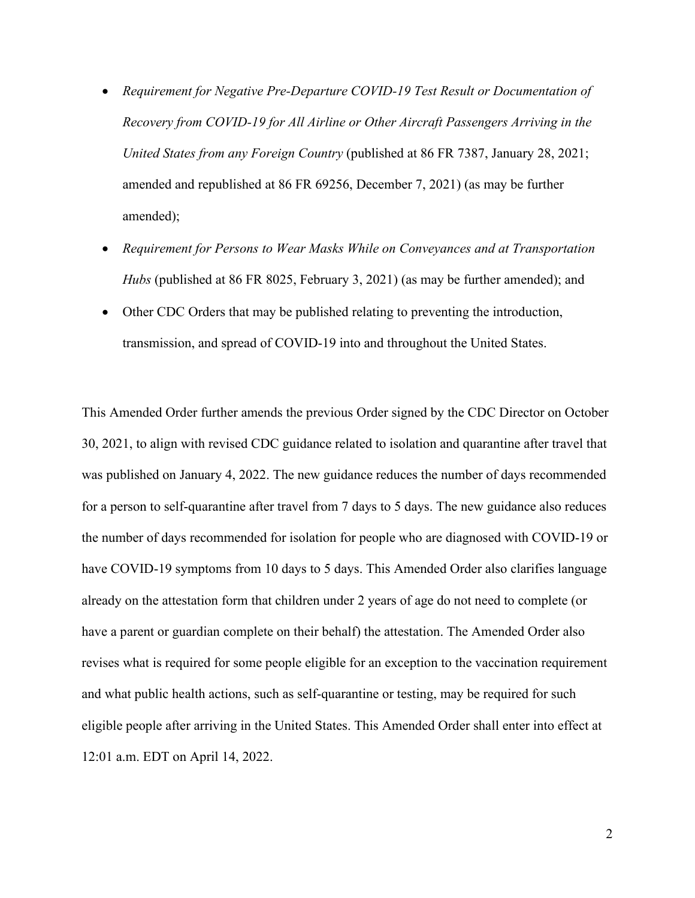- *Requirement for Negative Pre-Departure COVID-19 Test Result or Documentation of Recovery from COVID-19 for All Airline or Other Aircraft Passengers Arriving in the United States from any Foreign Country* (published at 86 FR 7387, January 28, 2021; amended and republished at 86 FR 69256, December 7, 2021) (as may be further amended);
- *Requirement for Persons to Wear Masks While on Conveyances and at Transportation Hubs* (published at 86 FR 8025, February 3, 2021) (as may be further amended); and
- Other CDC Orders that may be published relating to preventing the introduction, transmission, and spread of COVID-19 into and throughout the United States.

This Amended Order further amends the previous Order signed by the CDC Director on October 30, 2021, to align with revised CDC guidance related to isolation and quarantine after travel that was published on January 4, 2022. The new guidance reduces the number of days recommended for a person to self-quarantine after travel from 7 days to 5 days. The new guidance also reduces the number of days recommended for isolation for people who are diagnosed with COVID-19 or have COVID-19 symptoms from 10 days to 5 days. This Amended Order also clarifies language already on the attestation form that children under 2 years of age do not need to complete (or have a parent or guardian complete on their behalf) the attestation. The Amended Order also revises what is required for some people eligible for an exception to the vaccination requirement and what public health actions, such as self-quarantine or testing, may be required for such eligible people after arriving in the United States. This Amended Order shall enter into effect at 12:01 a.m. EDT on April 14, 2022.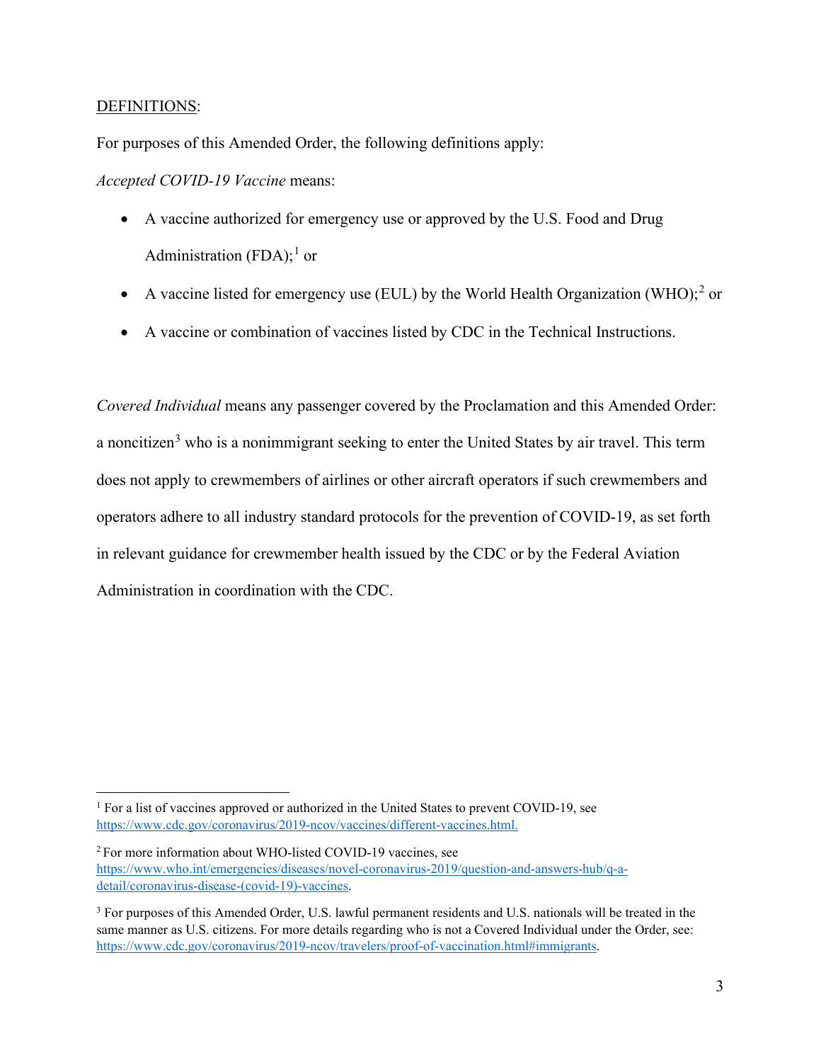DEFINITIONS:

For purposes of this Amended Order, the following definitions apply:

*Accepted COVID-19 Vaccine* means:

- A vaccine authorized for emergency use or approved by the U.S. Food and Drug Administration (FDA);[1] or
- A vaccine listed for emergency use (EUL) by the World Health Organization (WHO);[2] or
- A vaccine or combination of vaccines listed by CDC in the Technical Instructions.

*Covered Individual* means any passenger covered by the Proclamation and this Amended Order: a noncitizen[3] who is a nonimmigrant seeking to enter the United States by air travel. This term does not apply to crewmembers of airlines or other aircraft operators if such crewmembers and operators adhere to all industry standard protocols for the prevention of COVID-19, as set forth in relevant guidance for crewmember health issued by the CDC or by the Federal Aviation Administration in coordination with the CDC.

---

[1] For a list of vaccines approved or authorized in the United States to prevent COVID-19, see https://www.cdc.gov/coronavirus/2019-ncov/vaccines/different-vaccines.html.

[2] For more information about WHO-listed COVID-19 vaccines, see https://www.who.int/emergencies/diseases/novel-coronavirus-2019/question-and-answers-hub/q-a-detail/coronavirus-disease-(covid-19)-vaccines.

[3] For purposes of this Amended Order, U.S. lawful permanent residents and U.S. nationals will be treated in the same manner as U.S. citizens. For more details regarding who is not a Covered Individual under the Order, see: https://www.cdc.gov/coronavirus/2019-ncov/travelers/proof-of-vaccination.html#immigrants.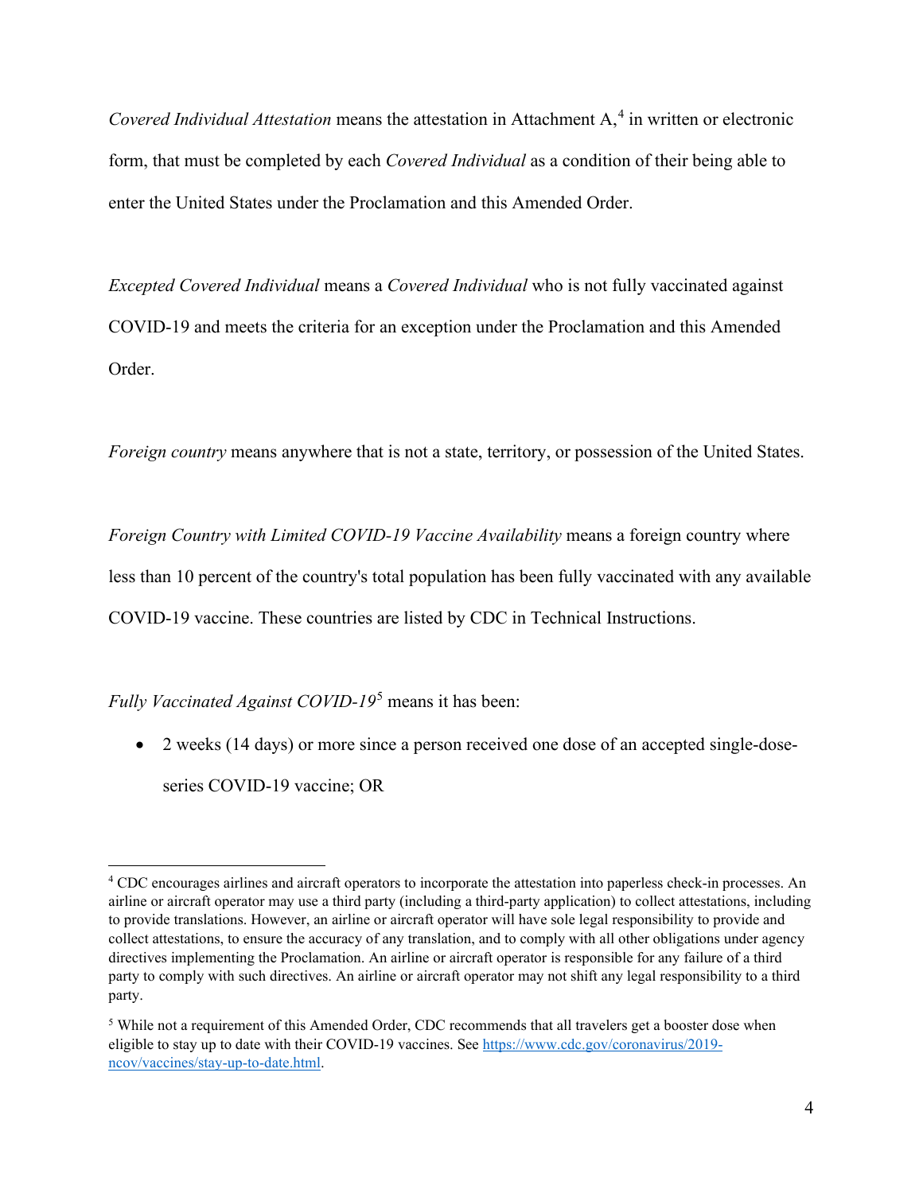*Covered Individual Attestation* means the attestation in Attachment A,[4] in written or electronic form, that must be completed by each *Covered Individual* as a condition of their being able to enter the United States under the Proclamation and this Amended Order.

*Excepted Covered Individual* means a *Covered Individual* who is not fully vaccinated against COVID-19 and meets the criteria for an exception under the Proclamation and this Amended Order.

*Foreign country* means anywhere that is not a state, territory, or possession of the United States.

*Foreign Country with Limited COVID-19 Vaccine Availability* means a foreign country where less than 10 percent of the country's total population has been fully vaccinated with any available COVID-19 vaccine. These countries are listed by CDC in Technical Instructions.

*Fully Vaccinated Against COVID-19*[5] means it has been:

- 2 weeks (14 days) or more since a person received one dose of an accepted single-dose-series COVID-19 vaccine; OR

---

[4] CDC encourages airlines and aircraft operators to incorporate the attestation into paperless check-in processes. An airline or aircraft operator may use a third party (including a third-party application) to collect attestations, including to provide translations. However, an airline or aircraft operator will have sole legal responsibility to provide and collect attestations, to ensure the accuracy of any translation, and to comply with all other obligations under agency directives implementing the Proclamation. An airline or aircraft operator is responsible for any failure of a third party to comply with such directives. An airline or aircraft operator may not shift any legal responsibility to a third party.

[5] While not a requirement of this Amended Order, CDC recommends that all travelers get a booster dose when eligible to stay up to date with their COVID-19 vaccines. See https://www.cdc.gov/coronavirus/2019-ncov/vaccines/stay-up-to-date.html.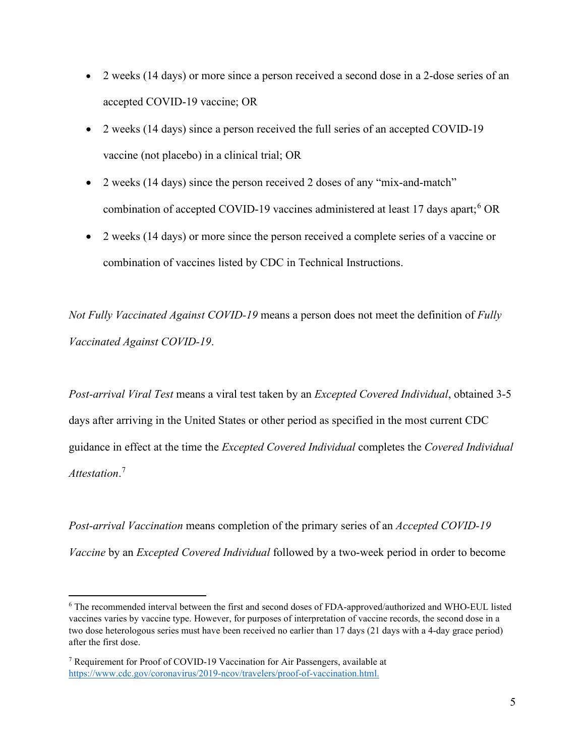- 2 weeks (14 days) or more since a person received a second dose in a 2-dose series of an accepted COVID-19 vaccine; OR
- 2 weeks (14 days) since a person received the full series of an accepted COVID-19 vaccine (not placebo) in a clinical trial; OR
- 2 weeks (14 days) since the person received 2 doses of any "mix-and-match" combination of accepted COVID-19 vaccines administered at least 17 days apart;[6] OR
- 2 weeks (14 days) or more since the person received a complete series of a vaccine or combination of vaccines listed by CDC in Technical Instructions.

*Not Fully Vaccinated Against COVID-19* means a person does not meet the definition of *Fully Vaccinated Against COVID-19*.

*Post-arrival Viral Test* means a viral test taken by an *Excepted Covered Individual*, obtained 3-5 days after arriving in the United States or other period as specified in the most current CDC guidance in effect at the time the *Excepted Covered Individual* completes the *Covered Individual Attestation*.[7]

*Post-arrival Vaccination* means completion of the primary series of an *Accepted COVID-19 Vaccine* by an *Excepted Covered Individual* followed by a two-week period in order to become

---

[6] The recommended interval between the first and second doses of FDA-approved/authorized and WHO-EUL listed vaccines varies by vaccine type. However, for purposes of interpretation of vaccine records, the second dose in a two dose heterologous series must have been received no earlier than 17 days (21 days with a 4-day grace period) after the first dose.

[7] Requirement for Proof of COVID-19 Vaccination for Air Passengers, available at https://www.cdc.gov/coronavirus/2019-ncov/travelers/proof-of-vaccination.html.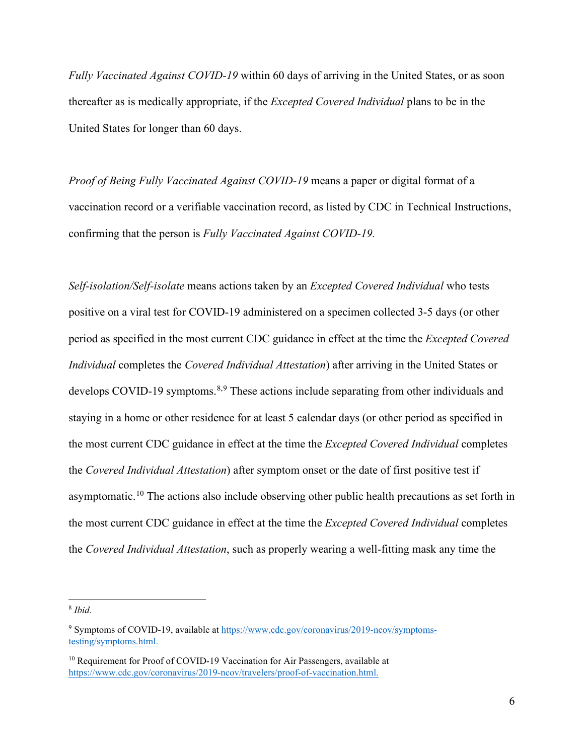*Fully Vaccinated Against COVID-19* within 60 days of arriving in the United States, or as soon thereafter as is medically appropriate, if the *Excepted Covered Individual* plans to be in the United States for longer than 60 days.

*Proof of Being Fully Vaccinated Against COVID-19* means a paper or digital format of a vaccination record or a verifiable vaccination record, as listed by CDC in Technical Instructions, confirming that the person is *Fully Vaccinated Against COVID-19.*

*Self-isolation/Self-isolate* means actions taken by an *Excepted Covered Individual* who tests positive on a viral test for COVID-19 administered on a specimen collected 3-5 days (or other period as specified in the most current CDC guidance in effect at the time the *Excepted Covered Individual* completes the *Covered Individual Attestation*) after arriving in the United States or develops COVID-19 symptoms.[8,9] These actions include separating from other individuals and staying in a home or other residence for at least 5 calendar days (or other period as specified in the most current CDC guidance in effect at the time the *Excepted Covered Individual* completes the *Covered Individual Attestation*) after symptom onset or the date of first positive test if asymptomatic.[10] The actions also include observing other public health precautions as set forth in the most current CDC guidance in effect at the time the *Excepted Covered Individual* completes the *Covered Individual Attestation*, such as properly wearing a well-fitting mask any time the

---

[8] *Ibid.*

[9] Symptoms of COVID-19, available at https://www.cdc.gov/coronavirus/2019-ncov/symptoms-testing/symptoms.html.

[10] Requirement for Proof of COVID-19 Vaccination for Air Passengers, available at https://www.cdc.gov/coronavirus/2019-ncov/travelers/proof-of-vaccination.html.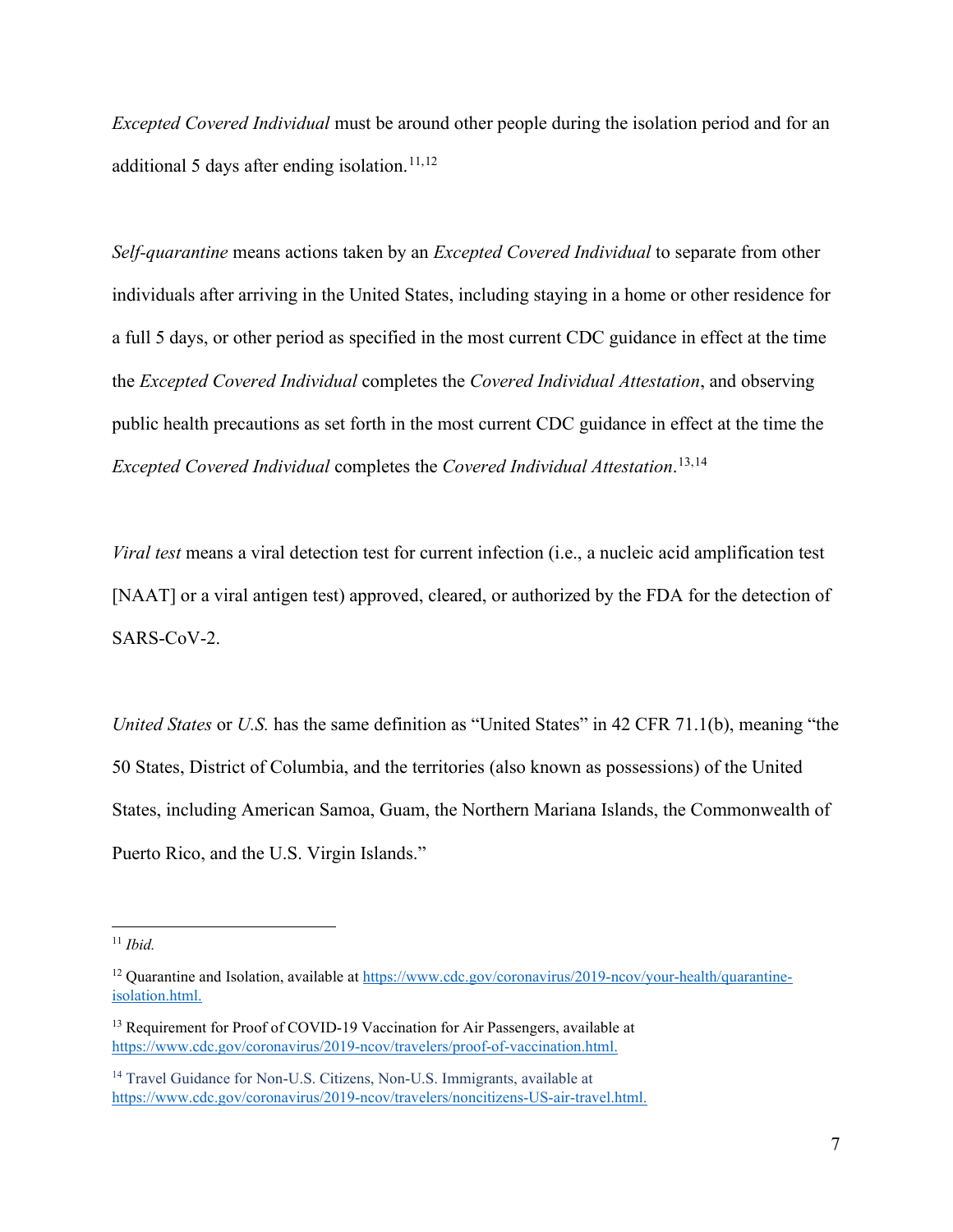*Excepted Covered Individual* must be around other people during the isolation period and for an additional 5 days after ending isolation.[11,12]

*Self-quarantine* means actions taken by an *Excepted Covered Individual* to separate from other individuals after arriving in the United States, including staying in a home or other residence for a full 5 days, or other period as specified in the most current CDC guidance in effect at the time the *Excepted Covered Individual* completes the *Covered Individual Attestation*, and observing public health precautions as set forth in the most current CDC guidance in effect at the time the *Excepted Covered Individual* completes the *Covered Individual Attestation*.[13,14]

*Viral test* means a viral detection test for current infection (i.e., a nucleic acid amplification test [NAAT] or a viral antigen test) approved, cleared, or authorized by the FDA for the detection of SARS-CoV-2.

*United States* or *U.S.* has the same definition as "United States" in 42 CFR 71.1(b), meaning "the 50 States, District of Columbia, and the territories (also known as possessions) of the United States, including American Samoa, Guam, the Northern Mariana Islands, the Commonwealth of Puerto Rico, and the U.S. Virgin Islands."

---

[11] *Ibid.*

[12] Quarantine and Isolation, available at https://www.cdc.gov/coronavirus/2019-ncov/your-health/quarantine-isolation.html.

[13] Requirement for Proof of COVID-19 Vaccination for Air Passengers, available at https://www.cdc.gov/coronavirus/2019-ncov/travelers/proof-of-vaccination.html.

[14] Travel Guidance for Non-U.S. Citizens, Non-U.S. Immigrants, available at https://www.cdc.gov/coronavirus/2019-ncov/travelers/noncitizens-US-air-travel.html.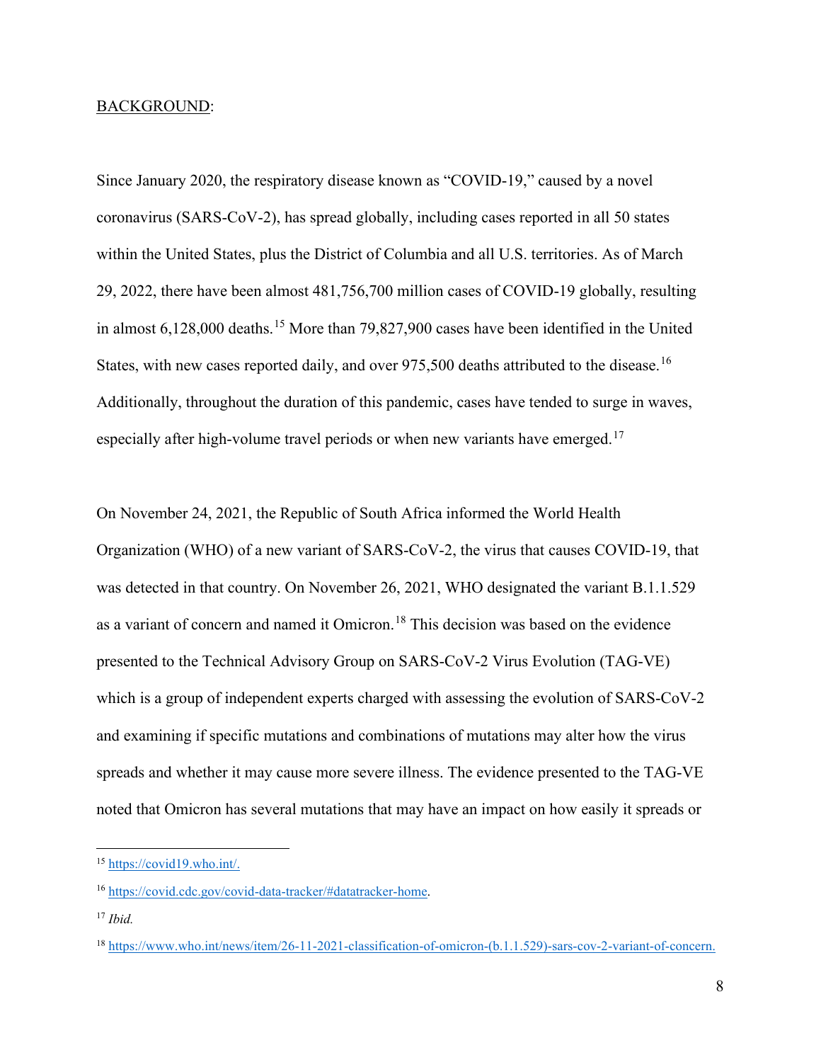BACKGROUND:

Since January 2020, the respiratory disease known as "COVID-19," caused by a novel coronavirus (SARS-CoV-2), has spread globally, including cases reported in all 50 states within the United States, plus the District of Columbia and all U.S. territories. As of March 29, 2022, there have been almost 481,756,700 million cases of COVID-19 globally, resulting in almost 6,128,000 deaths.[15] More than 79,827,900 cases have been identified in the United States, with new cases reported daily, and over 975,500 deaths attributed to the disease.[16] Additionally, throughout the duration of this pandemic, cases have tended to surge in waves, especially after high-volume travel periods or when new variants have emerged.[17]

On November 24, 2021, the Republic of South Africa informed the World Health Organization (WHO) of a new variant of SARS-CoV-2, the virus that causes COVID-19, that was detected in that country. On November 26, 2021, WHO designated the variant B.1.1.529 as a variant of concern and named it Omicron.[18] This decision was based on the evidence presented to the Technical Advisory Group on SARS-CoV-2 Virus Evolution (TAG-VE) which is a group of independent experts charged with assessing the evolution of SARS-CoV-2 and examining if specific mutations and combinations of mutations may alter how the virus spreads and whether it may cause more severe illness. The evidence presented to the TAG-VE noted that Omicron has several mutations that may have an impact on how easily it spreads or

---

[15] https://covid19.who.int/.

[16] https://covid.cdc.gov/covid-data-tracker/#datatracker-home.

[17] *Ibid.*

[18] https://www.who.int/news/item/26-11-2021-classification-of-omicron-(b.1.1.529)-sars-cov-2-variant-of-concern.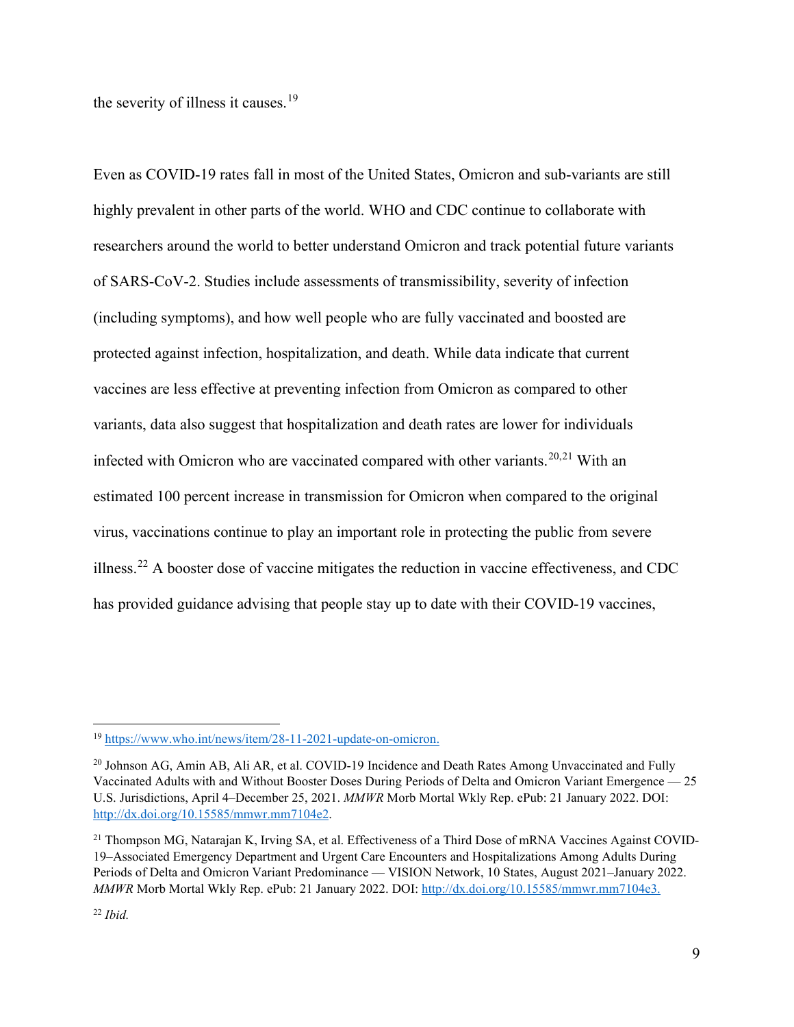the severity of illness it causes.[19]

Even as COVID-19 rates fall in most of the United States, Omicron and sub-variants are still highly prevalent in other parts of the world. WHO and CDC continue to collaborate with researchers around the world to better understand Omicron and track potential future variants of SARS-CoV-2. Studies include assessments of transmissibility, severity of infection (including symptoms), and how well people who are fully vaccinated and boosted are protected against infection, hospitalization, and death. While data indicate that current vaccines are less effective at preventing infection from Omicron as compared to other variants, data also suggest that hospitalization and death rates are lower for individuals infected with Omicron who are vaccinated compared with other variants.[20,21] With an estimated 100 percent increase in transmission for Omicron when compared to the original virus, vaccinations continue to play an important role in protecting the public from severe illness.[22] A booster dose of vaccine mitigates the reduction in vaccine effectiveness, and CDC has provided guidance advising that people stay up to date with their COVID-19 vaccines,

---

[19] https://www.who.int/news/item/28-11-2021-update-on-omicron.

[20] Johnson AG, Amin AB, Ali AR, et al. COVID-19 Incidence and Death Rates Among Unvaccinated and Fully Vaccinated Adults with and Without Booster Doses During Periods of Delta and Omicron Variant Emergence — 25 U.S. Jurisdictions, April 4–December 25, 2021. *MMWR* Morb Mortal Wkly Rep. ePub: 21 January 2022. DOI: http://dx.doi.org/10.15585/mmwr.mm7104e2.

[21] Thompson MG, Natarajan K, Irving SA, et al. Effectiveness of a Third Dose of mRNA Vaccines Against COVID-19–Associated Emergency Department and Urgent Care Encounters and Hospitalizations Among Adults During Periods of Delta and Omicron Variant Predominance — VISION Network, 10 States, August 2021–January 2022. *MMWR* Morb Mortal Wkly Rep. ePub: 21 January 2022. DOI: http://dx.doi.org/10.15585/mmwr.mm7104e3.

[22] *Ibid.*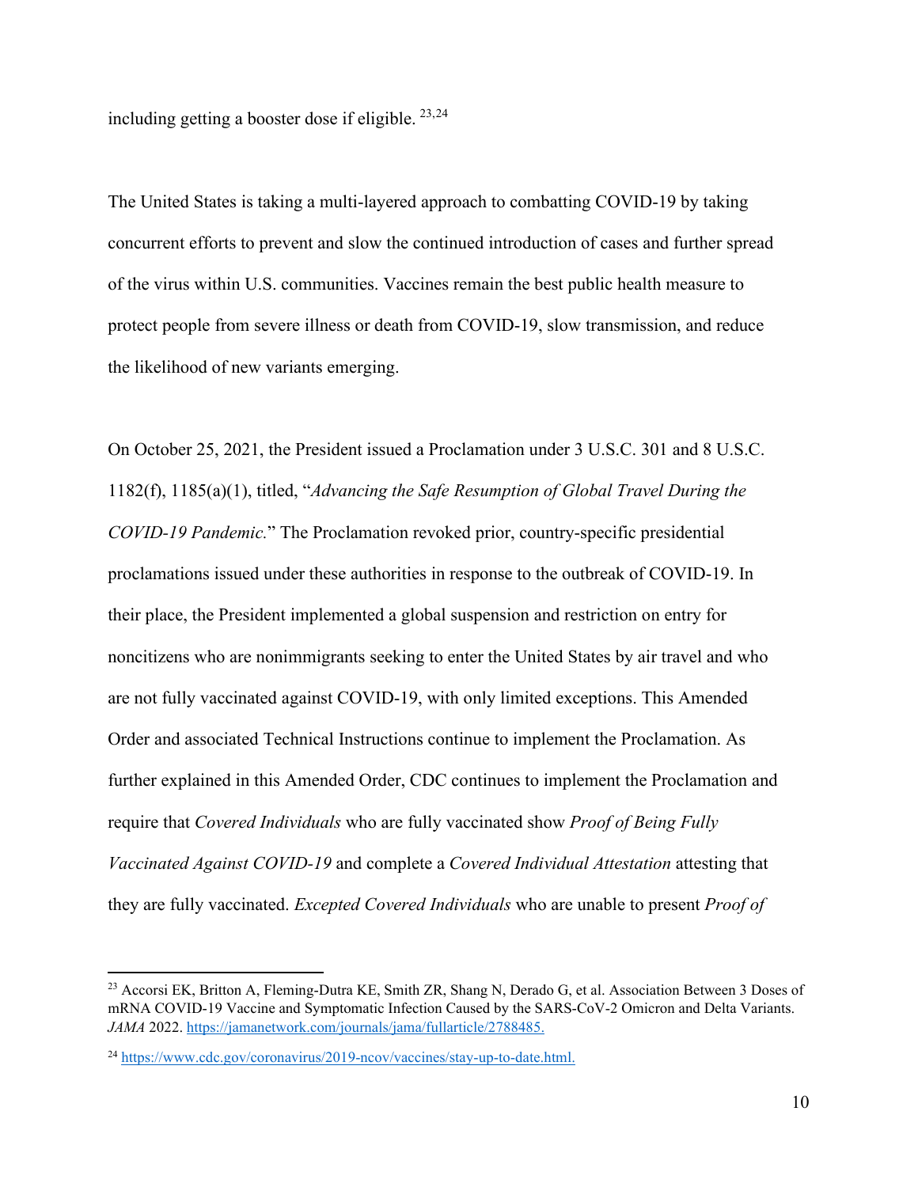including getting a booster dose if eligible. [23,24]

The United States is taking a multi-layered approach to combatting COVID-19 by taking concurrent efforts to prevent and slow the continued introduction of cases and further spread of the virus within U.S. communities. Vaccines remain the best public health measure to protect people from severe illness or death from COVID-19, slow transmission, and reduce the likelihood of new variants emerging.

On October 25, 2021, the President issued a Proclamation under 3 U.S.C. 301 and 8 U.S.C. 1182(f), 1185(a)(1), titled, "*Advancing the Safe Resumption of Global Travel During the COVID-19 Pandemic.*" The Proclamation revoked prior, country-specific presidential proclamations issued under these authorities in response to the outbreak of COVID-19. In their place, the President implemented a global suspension and restriction on entry for noncitizens who are nonimmigrants seeking to enter the United States by air travel and who are not fully vaccinated against COVID-19, with only limited exceptions. This Amended Order and associated Technical Instructions continue to implement the Proclamation. As further explained in this Amended Order, CDC continues to implement the Proclamation and require that *Covered Individuals* who are fully vaccinated show *Proof of Being Fully Vaccinated Against COVID-19* and complete a *Covered Individual Attestation* attesting that they are fully vaccinated. *Excepted Covered Individuals* who are unable to present *Proof of*

---

[23] Accorsi EK, Britton A, Fleming-Dutra KE, Smith ZR, Shang N, Derado G, et al. Association Between 3 Doses of mRNA COVID-19 Vaccine and Symptomatic Infection Caused by the SARS-CoV-2 Omicron and Delta Variants. *JAMA* 2022. https://jamanetwork.com/journals/jama/fullarticle/2788485.

[24] https://www.cdc.gov/coronavirus/2019-ncov/vaccines/stay-up-to-date.html.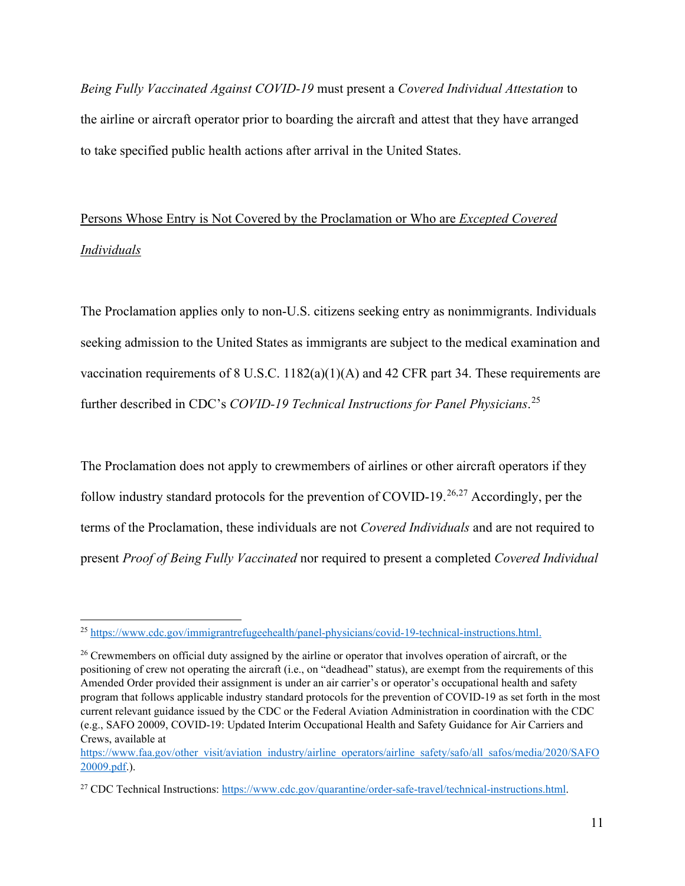*Being Fully Vaccinated Against COVID-19* must present a *Covered Individual Attestation* to the airline or aircraft operator prior to boarding the aircraft and attest that they have arranged to take specified public health actions after arrival in the United States.

<u>Persons Whose Entry is Not Covered by the Proclamation or Who are *Excepted Covered Individuals*</u>

The Proclamation applies only to non-U.S. citizens seeking entry as nonimmigrants. Individuals seeking admission to the United States as immigrants are subject to the medical examination and vaccination requirements of 8 U.S.C. 1182(a)(1)(A) and 42 CFR part 34. These requirements are further described in CDC's *COVID-19 Technical Instructions for Panel Physicians*.[25]

The Proclamation does not apply to crewmembers of airlines or other aircraft operators if they follow industry standard protocols for the prevention of COVID-19.[26,27] Accordingly, per the terms of the Proclamation, these individuals are not *Covered Individuals* and are not required to present *Proof of Being Fully Vaccinated* nor required to present a completed *Covered Individual*

---

[25] https://www.cdc.gov/immigrantrefugeehealth/panel-physicians/covid-19-technical-instructions.html.

[26] Crewmembers on official duty assigned by the airline or operator that involves operation of aircraft, or the positioning of crew not operating the aircraft (i.e., on "deadhead" status), are exempt from the requirements of this Amended Order provided their assignment is under an air carrier's or operator's occupational health and safety program that follows applicable industry standard protocols for the prevention of COVID-19 as set forth in the most current relevant guidance issued by the CDC or the Federal Aviation Administration in coordination with the CDC (e.g., SAFO 20009, COVID-19: Updated Interim Occupational Health and Safety Guidance for Air Carriers and Crews, available at https://www.faa.gov/other_visit/aviation_industry/airline_operators/airline_safety/safo/all_safos/media/2020/SAFO20009.pdf.).

[27] CDC Technical Instructions: https://www.cdc.gov/quarantine/order-safe-travel/technical-instructions.html.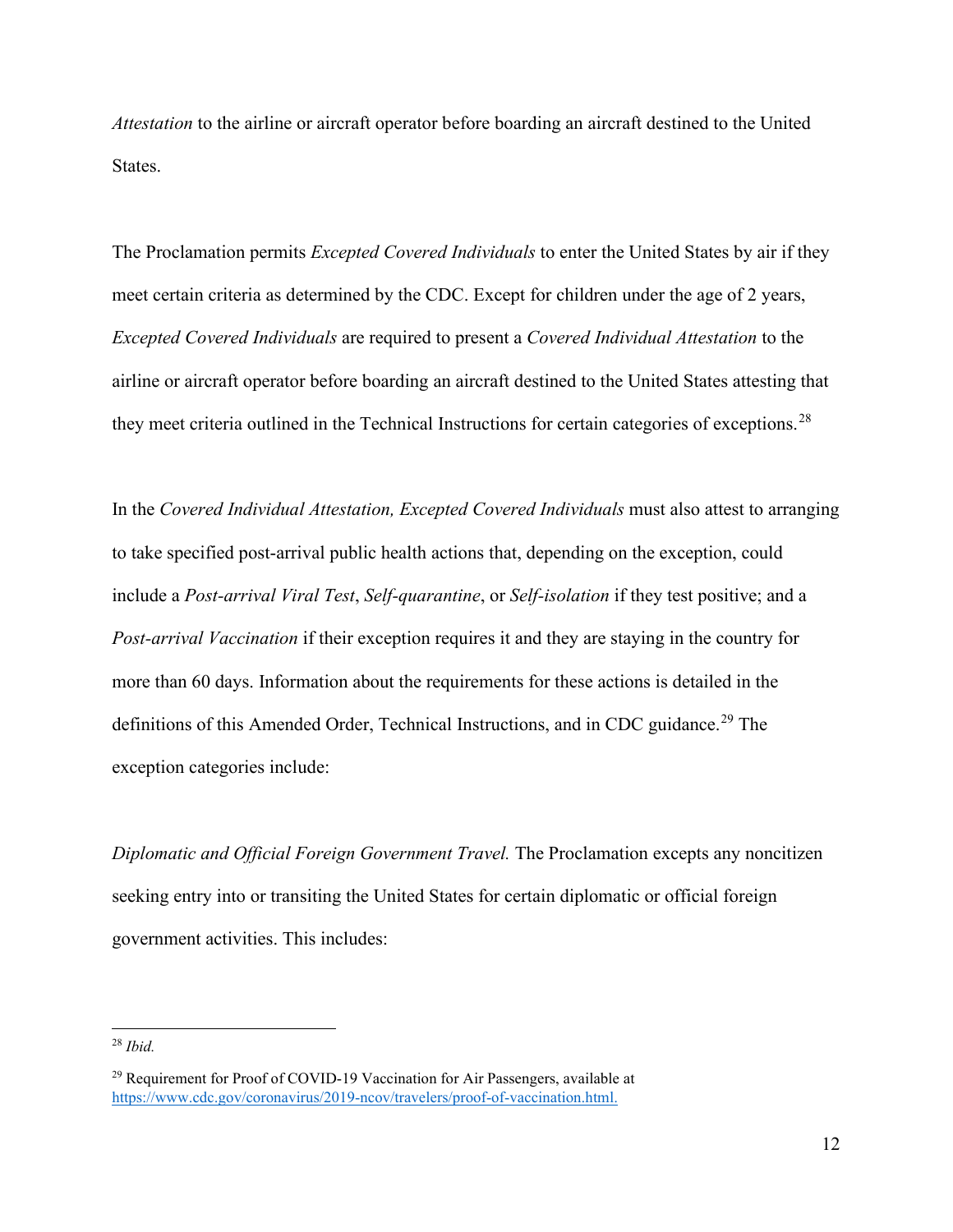*Attestation* to the airline or aircraft operator before boarding an aircraft destined to the United States.

The Proclamation permits *Excepted Covered Individuals* to enter the United States by air if they meet certain criteria as determined by the CDC. Except for children under the age of 2 years, *Excepted Covered Individuals* are required to present a *Covered Individual Attestation* to the airline or aircraft operator before boarding an aircraft destined to the United States attesting that they meet criteria outlined in the Technical Instructions for certain categories of exceptions.[28]

In the *Covered Individual Attestation, Excepted Covered Individuals* must also attest to arranging to take specified post-arrival public health actions that, depending on the exception, could include a *Post-arrival Viral Test*, *Self-quarantine*, or *Self-isolation* if they test positive; and a *Post-arrival Vaccination* if their exception requires it and they are staying in the country for more than 60 days. Information about the requirements for these actions is detailed in the definitions of this Amended Order, Technical Instructions, and in CDC guidance.[29] The exception categories include:

*Diplomatic and Official Foreign Government Travel.* The Proclamation excepts any noncitizen seeking entry into or transiting the United States for certain diplomatic or official foreign government activities. This includes:

---

[28] *Ibid.*

[29] Requirement for Proof of COVID-19 Vaccination for Air Passengers, available at https://www.cdc.gov/coronavirus/2019-ncov/travelers/proof-of-vaccination.html.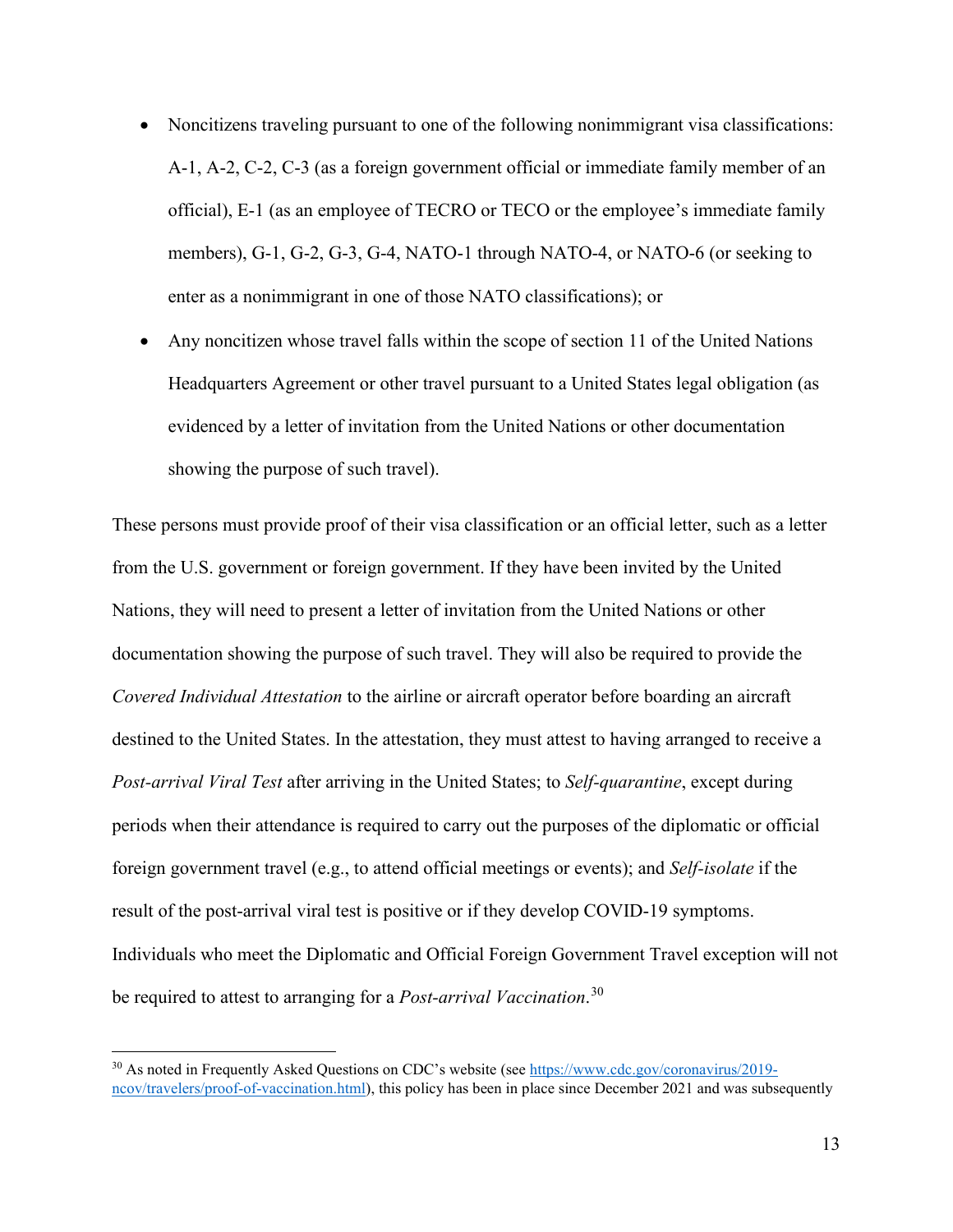- Noncitizens traveling pursuant to one of the following nonimmigrant visa classifications: A-1, A-2, C-2, C-3 (as a foreign government official or immediate family member of an official), E-1 (as an employee of TECRO or TECO or the employee's immediate family members), G-1, G-2, G-3, G-4, NATO-1 through NATO-4, or NATO-6 (or seeking to enter as a nonimmigrant in one of those NATO classifications); or
- Any noncitizen whose travel falls within the scope of section 11 of the United Nations Headquarters Agreement or other travel pursuant to a United States legal obligation (as evidenced by a letter of invitation from the United Nations or other documentation showing the purpose of such travel).

These persons must provide proof of their visa classification or an official letter, such as a letter from the U.S. government or foreign government. If they have been invited by the United Nations, they will need to present a letter of invitation from the United Nations or other documentation showing the purpose of such travel. They will also be required to provide the *Covered Individual Attestation* to the airline or aircraft operator before boarding an aircraft destined to the United States. In the attestation, they must attest to having arranged to receive a *Post-arrival Viral Test* after arriving in the United States; to *Self-quarantine*, except during periods when their attendance is required to carry out the purposes of the diplomatic or official foreign government travel (e.g., to attend official meetings or events); and *Self-isolate* if the result of the post-arrival viral test is positive or if they develop COVID-19 symptoms. Individuals who meet the Diplomatic and Official Foreign Government Travel exception will not be required to attest to arranging for a *Post-arrival Vaccination*.[30]

---

[30] As noted in Frequently Asked Questions on CDC's website (see https://www.cdc.gov/coronavirus/2019-ncov/travelers/proof-of-vaccination.html), this policy has been in place since December 2021 and was subsequently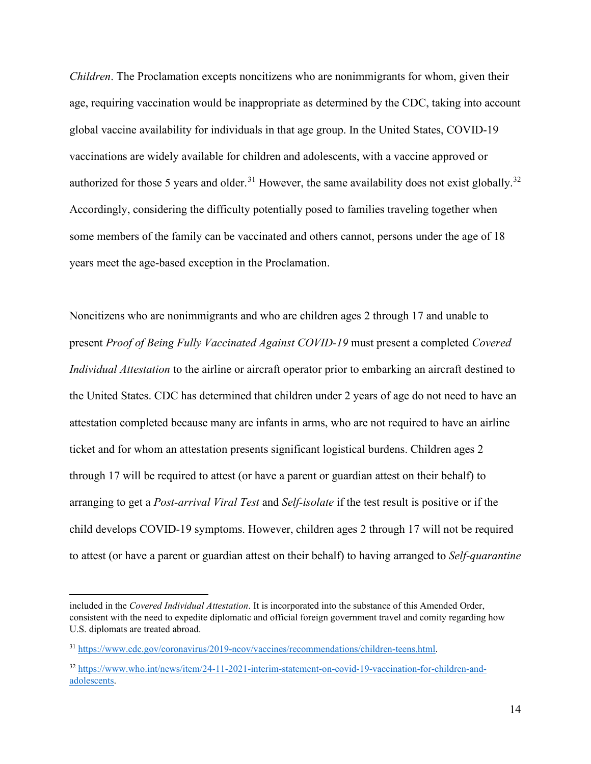*Children*. The Proclamation excepts noncitizens who are nonimmigrants for whom, given their age, requiring vaccination would be inappropriate as determined by the CDC, taking into account global vaccine availability for individuals in that age group. In the United States, COVID-19 vaccinations are widely available for children and adolescents, with a vaccine approved or authorized for those 5 years and older.[31] However, the same availability does not exist globally.[32] Accordingly, considering the difficulty potentially posed to families traveling together when some members of the family can be vaccinated and others cannot, persons under the age of 18 years meet the age-based exception in the Proclamation.

Noncitizens who are nonimmigrants and who are children ages 2 through 17 and unable to present *Proof of Being Fully Vaccinated Against COVID-19* must present a completed *Covered Individual Attestation* to the airline or aircraft operator prior to embarking an aircraft destined to the United States. CDC has determined that children under 2 years of age do not need to have an attestation completed because many are infants in arms, who are not required to have an airline ticket and for whom an attestation presents significant logistical burdens. Children ages 2 through 17 will be required to attest (or have a parent or guardian attest on their behalf) to arranging to get a *Post-arrival Viral Test* and *Self-isolate* if the test result is positive or if the child develops COVID-19 symptoms. However, children ages 2 through 17 will not be required to attest (or have a parent or guardian attest on their behalf) to having arranged to *Self-quarantine*

---

included in the *Covered Individual Attestation*. It is incorporated into the substance of this Amended Order, consistent with the need to expedite diplomatic and official foreign government travel and comity regarding how U.S. diplomats are treated abroad.

[31] https://www.cdc.gov/coronavirus/2019-ncov/vaccines/recommendations/children-teens.html.

[32] https://www.who.int/news/item/24-11-2021-interim-statement-on-covid-19-vaccination-for-children-and-adolescents.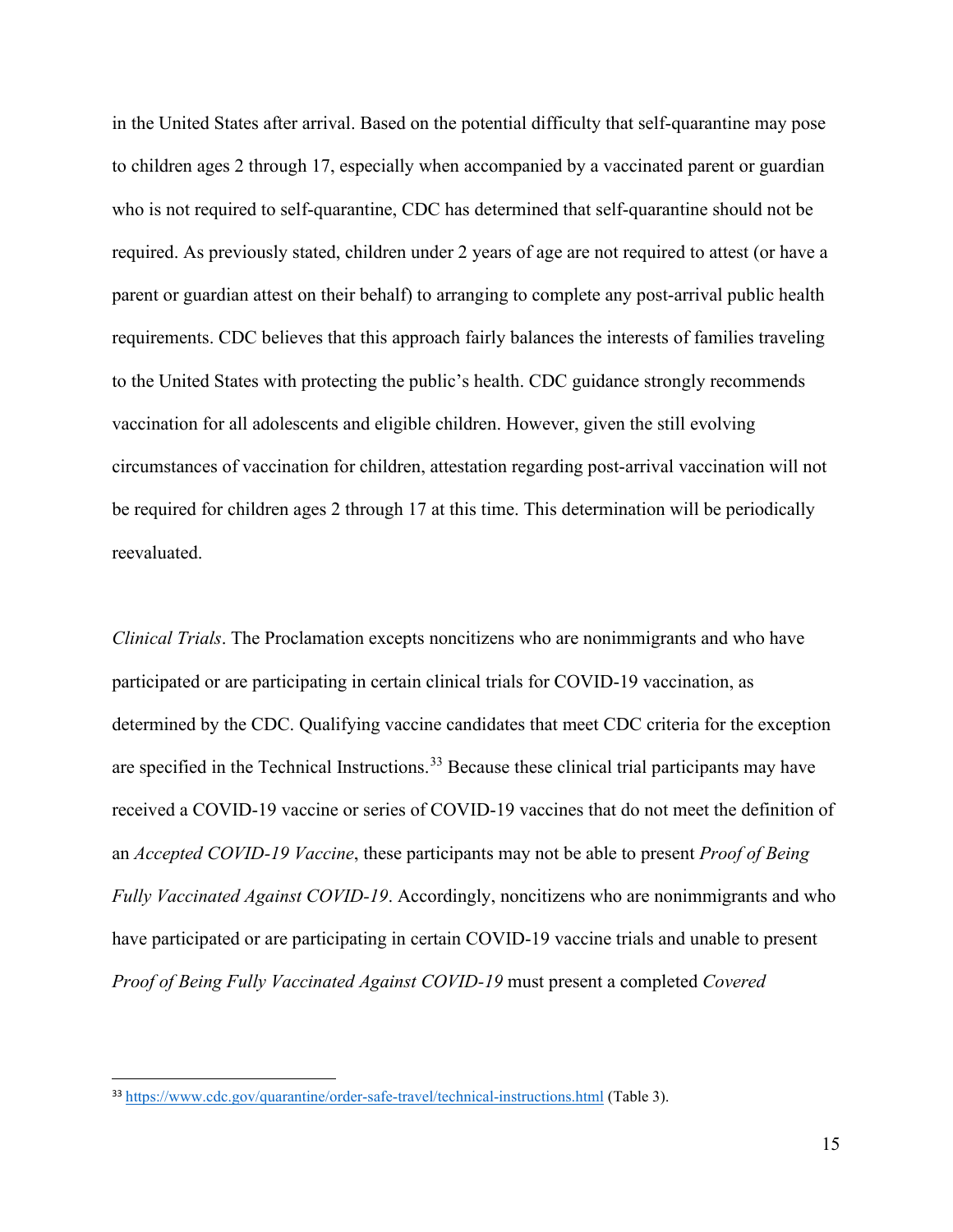in the United States after arrival. Based on the potential difficulty that self-quarantine may pose to children ages 2 through 17, especially when accompanied by a vaccinated parent or guardian who is not required to self-quarantine, CDC has determined that self-quarantine should not be required. As previously stated, children under 2 years of age are not required to attest (or have a parent or guardian attest on their behalf) to arranging to complete any post-arrival public health requirements. CDC believes that this approach fairly balances the interests of families traveling to the United States with protecting the public's health. CDC guidance strongly recommends vaccination for all adolescents and eligible children. However, given the still evolving circumstances of vaccination for children, attestation regarding post-arrival vaccination will not be required for children ages 2 through 17 at this time. This determination will be periodically reevaluated.

*Clinical Trials*. The Proclamation excepts noncitizens who are nonimmigrants and who have participated or are participating in certain clinical trials for COVID-19 vaccination, as determined by the CDC. Qualifying vaccine candidates that meet CDC criteria for the exception are specified in the Technical Instructions.[33] Because these clinical trial participants may have received a COVID-19 vaccine or series of COVID-19 vaccines that do not meet the definition of an *Accepted COVID-19 Vaccine*, these participants may not be able to present *Proof of Being Fully Vaccinated Against COVID-19*. Accordingly, noncitizens who are nonimmigrants and who have participated or are participating in certain COVID-19 vaccine trials and unable to present *Proof of Being Fully Vaccinated Against COVID-19* must present a completed *Covered*

---

[33] https://www.cdc.gov/quarantine/order-safe-travel/technical-instructions.html (Table 3).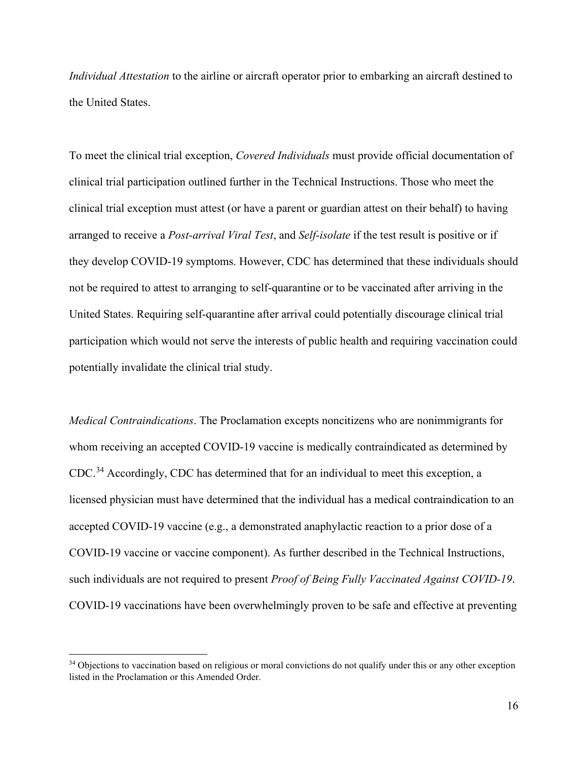*Individual Attestation* to the airline or aircraft operator prior to embarking an aircraft destined to the United States.

To meet the clinical trial exception, *Covered Individuals* must provide official documentation of clinical trial participation outlined further in the Technical Instructions. Those who meet the clinical trial exception must attest (or have a parent or guardian attest on their behalf) to having arranged to receive a *Post-arrival Viral Test*, and *Self-isolate* if the test result is positive or if they develop COVID-19 symptoms. However, CDC has determined that these individuals should not be required to attest to arranging to self-quarantine or to be vaccinated after arriving in the United States. Requiring self-quarantine after arrival could potentially discourage clinical trial participation which would not serve the interests of public health and requiring vaccination could potentially invalidate the clinical trial study.

*Medical Contraindications*. The Proclamation excepts noncitizens who are nonimmigrants for whom receiving an accepted COVID-19 vaccine is medically contraindicated as determined by CDC.[34] Accordingly, CDC has determined that for an individual to meet this exception, a licensed physician must have determined that the individual has a medical contraindication to an accepted COVID-19 vaccine (e.g., a demonstrated anaphylactic reaction to a prior dose of a COVID-19 vaccine or vaccine component). As further described in the Technical Instructions, such individuals are not required to present *Proof of Being Fully Vaccinated Against COVID-19*. COVID-19 vaccinations have been overwhelmingly proven to be safe and effective at preventing

[34] Objections to vaccination based on religious or moral convictions do not qualify under this or any other exception listed in the Proclamation or this Amended Order.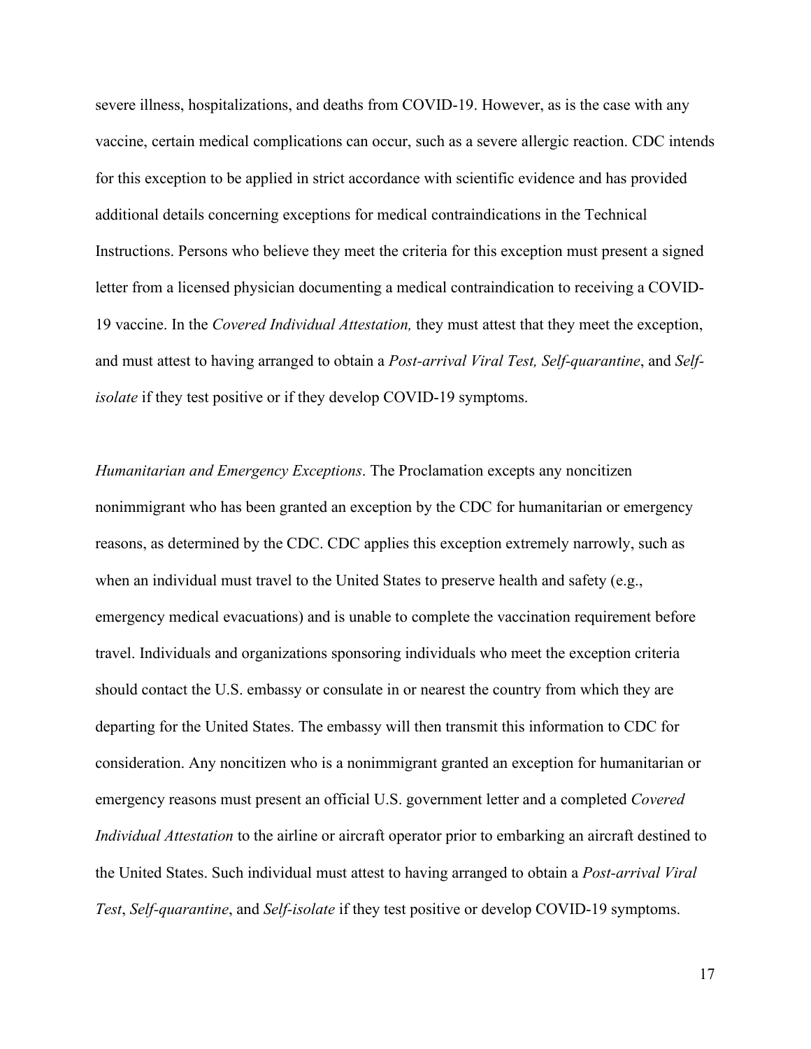severe illness, hospitalizations, and deaths from COVID-19. However, as is the case with any vaccine, certain medical complications can occur, such as a severe allergic reaction. CDC intends for this exception to be applied in strict accordance with scientific evidence and has provided additional details concerning exceptions for medical contraindications in the Technical Instructions. Persons who believe they meet the criteria for this exception must present a signed letter from a licensed physician documenting a medical contraindication to receiving a COVID-19 vaccine. In the *Covered Individual Attestation,* they must attest that they meet the exception, and must attest to having arranged to obtain a *Post-arrival Viral Test, Self-quarantine*, and *Self-isolate* if they test positive or if they develop COVID-19 symptoms.

*Humanitarian and Emergency Exceptions*. The Proclamation excepts any noncitizen nonimmigrant who has been granted an exception by the CDC for humanitarian or emergency reasons, as determined by the CDC. CDC applies this exception extremely narrowly, such as when an individual must travel to the United States to preserve health and safety (e.g., emergency medical evacuations) and is unable to complete the vaccination requirement before travel. Individuals and organizations sponsoring individuals who meet the exception criteria should contact the U.S. embassy or consulate in or nearest the country from which they are departing for the United States. The embassy will then transmit this information to CDC for consideration. Any noncitizen who is a nonimmigrant granted an exception for humanitarian or emergency reasons must present an official U.S. government letter and a completed *Covered Individual Attestation* to the airline or aircraft operator prior to embarking an aircraft destined to the United States. Such individual must attest to having arranged to obtain a *Post-arrival Viral Test*, *Self-quarantine*, and *Self-isolate* if they test positive or develop COVID-19 symptoms.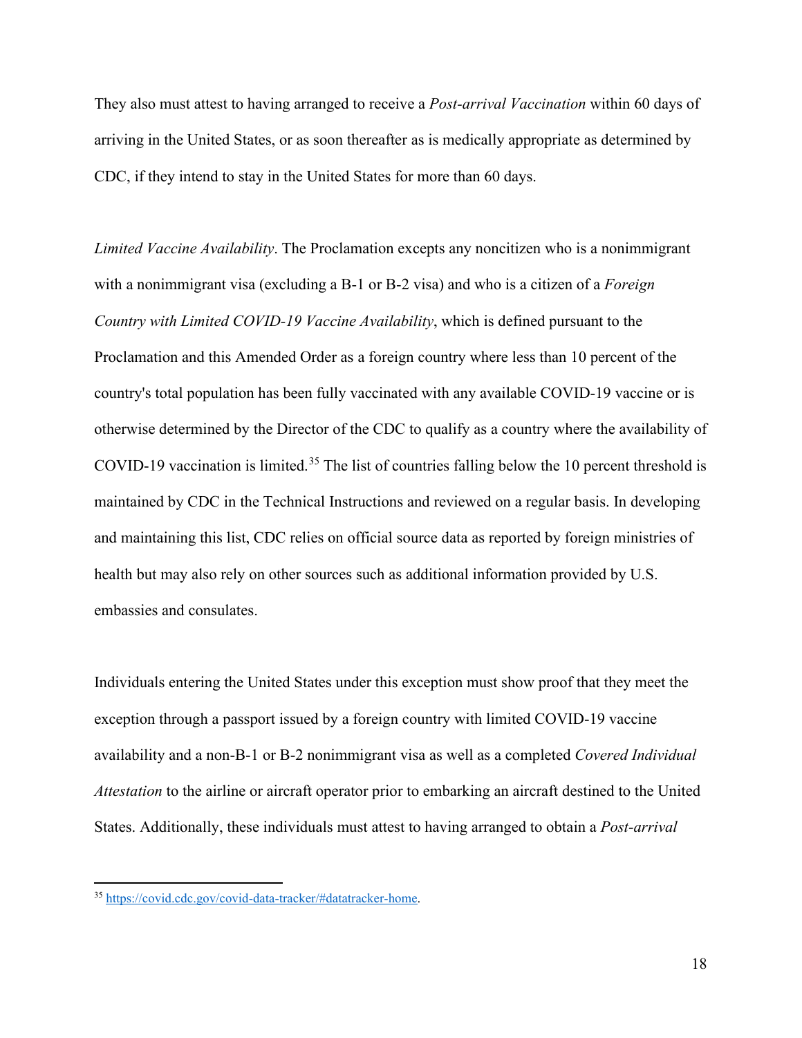They also must attest to having arranged to receive a *Post-arrival Vaccination* within 60 days of arriving in the United States, or as soon thereafter as is medically appropriate as determined by CDC, if they intend to stay in the United States for more than 60 days.

*Limited Vaccine Availability*. The Proclamation excepts any noncitizen who is a nonimmigrant with a nonimmigrant visa (excluding a B-1 or B-2 visa) and who is a citizen of a *Foreign Country with Limited COVID-19 Vaccine Availability*, which is defined pursuant to the Proclamation and this Amended Order as a foreign country where less than 10 percent of the country's total population has been fully vaccinated with any available COVID-19 vaccine or is otherwise determined by the Director of the CDC to qualify as a country where the availability of COVID-19 vaccination is limited.[35] The list of countries falling below the 10 percent threshold is maintained by CDC in the Technical Instructions and reviewed on a regular basis. In developing and maintaining this list, CDC relies on official source data as reported by foreign ministries of health but may also rely on other sources such as additional information provided by U.S. embassies and consulates.

Individuals entering the United States under this exception must show proof that they meet the exception through a passport issued by a foreign country with limited COVID-19 vaccine availability and a non-B-1 or B-2 nonimmigrant visa as well as a completed *Covered Individual Attestation* to the airline or aircraft operator prior to embarking an aircraft destined to the United States. Additionally, these individuals must attest to having arranged to obtain a *Post-arrival*

---

[35] https://covid.cdc.gov/covid-data-tracker/#datatracker-home.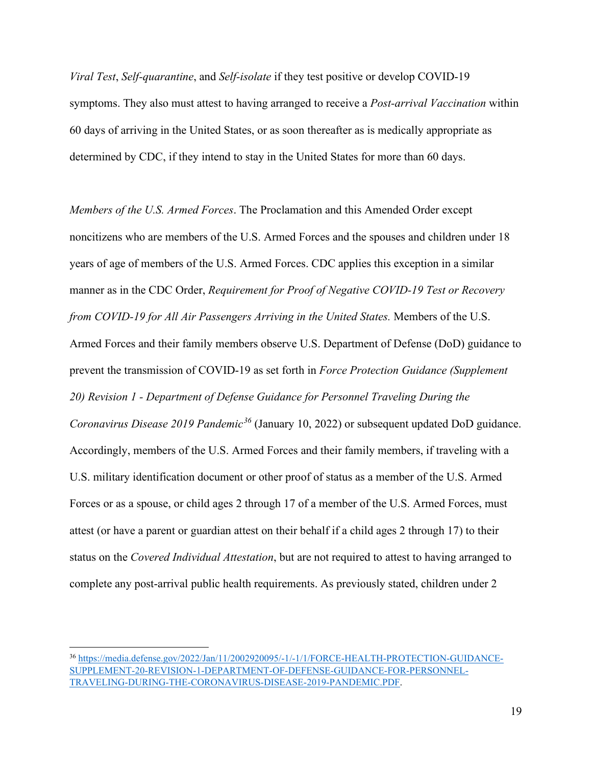*Viral Test*, *Self-quarantine*, and *Self-isolate* if they test positive or develop COVID-19 symptoms. They also must attest to having arranged to receive a *Post-arrival Vaccination* within 60 days of arriving in the United States, or as soon thereafter as is medically appropriate as determined by CDC, if they intend to stay in the United States for more than 60 days.

*Members of the U.S. Armed Forces*. The Proclamation and this Amended Order except noncitizens who are members of the U.S. Armed Forces and the spouses and children under 18 years of age of members of the U.S. Armed Forces. CDC applies this exception in a similar manner as in the CDC Order, *Requirement for Proof of Negative COVID-19 Test or Recovery from COVID-19 for All Air Passengers Arriving in the United States.* Members of the U.S. Armed Forces and their family members observe U.S. Department of Defense (DoD) guidance to prevent the transmission of COVID-19 as set forth in *Force Protection Guidance (Supplement 20) Revision 1 - Department of Defense Guidance for Personnel Traveling During the Coronavirus Disease 2019 Pandemic*[36] (January 10, 2022) or subsequent updated DoD guidance. Accordingly, members of the U.S. Armed Forces and their family members, if traveling with a U.S. military identification document or other proof of status as a member of the U.S. Armed Forces or as a spouse, or child ages 2 through 17 of a member of the U.S. Armed Forces, must attest (or have a parent or guardian attest on their behalf if a child ages 2 through 17) to their status on the *Covered Individual Attestation*, but are not required to attest to having arranged to complete any post-arrival public health requirements. As previously stated, children under 2

[36] https://media.defense.gov/2022/Jan/11/2002920095/-1/-1/1/FORCE-HEALTH-PROTECTION-GUIDANCE-SUPPLEMENT-20-REVISION-1-DEPARTMENT-OF-DEFENSE-GUIDANCE-FOR-PERSONNEL-TRAVELING-DURING-THE-CORONAVIRUS-DISEASE-2019-PANDEMIC.PDF.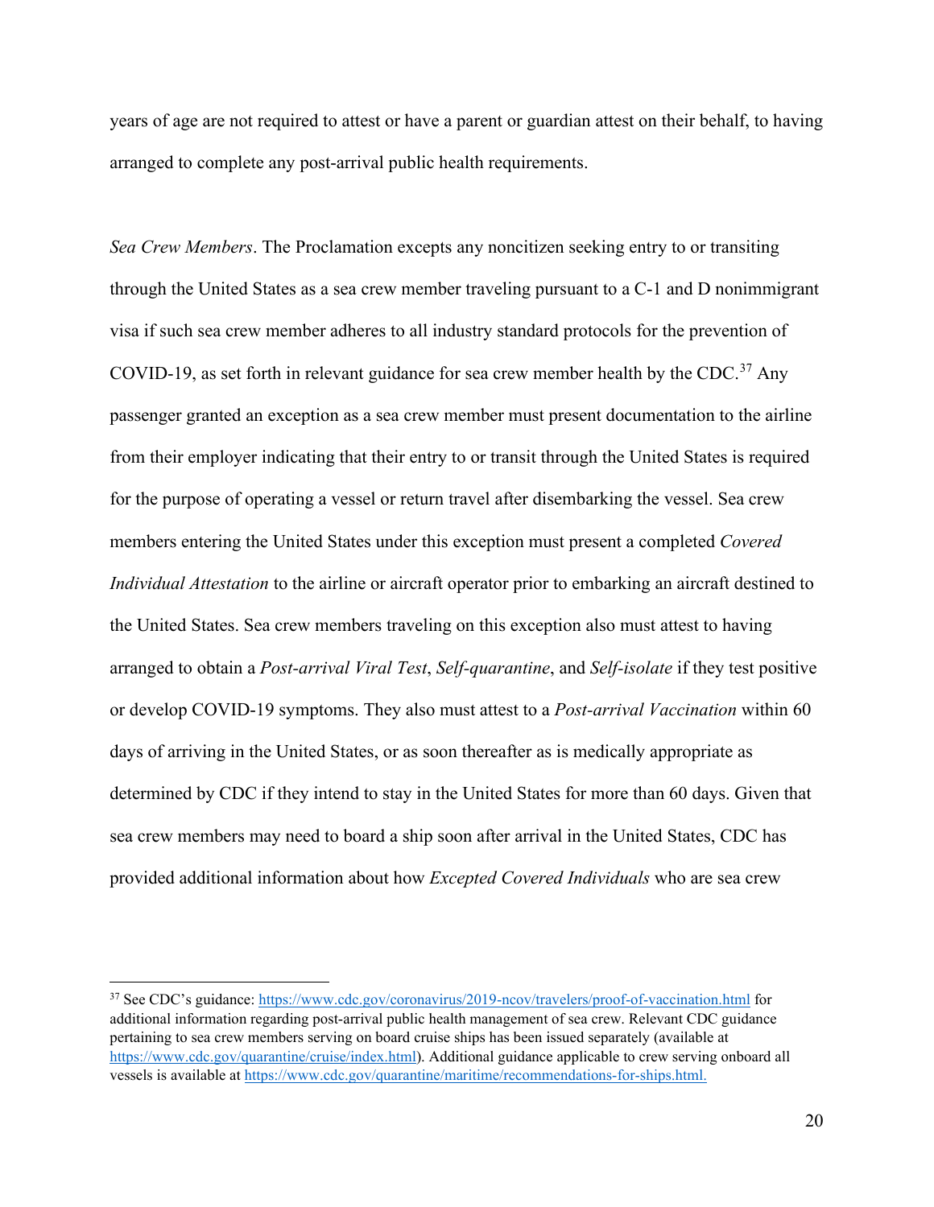years of age are not required to attest or have a parent or guardian attest on their behalf, to having arranged to complete any post-arrival public health requirements.

*Sea Crew Members*. The Proclamation excepts any noncitizen seeking entry to or transiting through the United States as a sea crew member traveling pursuant to a C-1 and D nonimmigrant visa if such sea crew member adheres to all industry standard protocols for the prevention of COVID-19, as set forth in relevant guidance for sea crew member health by the CDC.[37] Any passenger granted an exception as a sea crew member must present documentation to the airline from their employer indicating that their entry to or transit through the United States is required for the purpose of operating a vessel or return travel after disembarking the vessel. Sea crew members entering the United States under this exception must present a completed *Covered Individual Attestation* to the airline or aircraft operator prior to embarking an aircraft destined to the United States. Sea crew members traveling on this exception also must attest to having arranged to obtain a *Post-arrival Viral Test*, *Self-quarantine*, and *Self-isolate* if they test positive or develop COVID-19 symptoms. They also must attest to a *Post-arrival Vaccination* within 60 days of arriving in the United States, or as soon thereafter as is medically appropriate as determined by CDC if they intend to stay in the United States for more than 60 days. Given that sea crew members may need to board a ship soon after arrival in the United States, CDC has provided additional information about how *Excepted Covered Individuals* who are sea crew

---

[37] See CDC's guidance: https://www.cdc.gov/coronavirus/2019-ncov/travelers/proof-of-vaccination.html for additional information regarding post-arrival public health management of sea crew. Relevant CDC guidance pertaining to sea crew members serving on board cruise ships has been issued separately (available at https://www.cdc.gov/quarantine/cruise/index.html). Additional guidance applicable to crew serving onboard all vessels is available at https://www.cdc.gov/quarantine/maritime/recommendations-for-ships.html.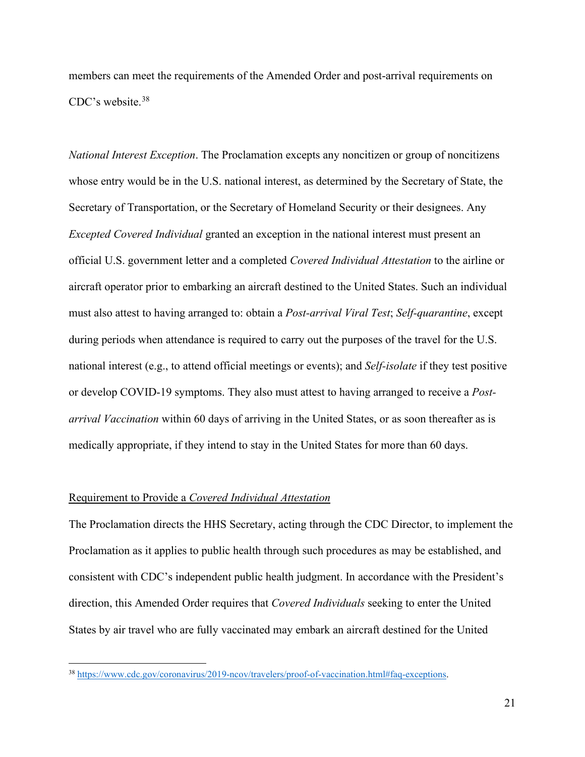members can meet the requirements of the Amended Order and post-arrival requirements on CDC's website.[38]

*National Interest Exception*. The Proclamation excepts any noncitizen or group of noncitizens whose entry would be in the U.S. national interest, as determined by the Secretary of State, the Secretary of Transportation, or the Secretary of Homeland Security or their designees. Any *Excepted Covered Individual* granted an exception in the national interest must present an official U.S. government letter and a completed *Covered Individual Attestation* to the airline or aircraft operator prior to embarking an aircraft destined to the United States. Such an individual must also attest to having arranged to: obtain a *Post-arrival Viral Test*; *Self-quarantine*, except during periods when attendance is required to carry out the purposes of the travel for the U.S. national interest (e.g., to attend official meetings or events); and *Self-isolate* if they test positive or develop COVID-19 symptoms. They also must attest to having arranged to receive a *Post-arrival Vaccination* within 60 days of arriving in the United States, or as soon thereafter as is medically appropriate, if they intend to stay in the United States for more than 60 days.

<u>Requirement to Provide a *Covered Individual Attestation*</u>

The Proclamation directs the HHS Secretary, acting through the CDC Director, to implement the Proclamation as it applies to public health through such procedures as may be established, and consistent with CDC's independent public health judgment. In accordance with the President's direction, this Amended Order requires that *Covered Individuals* seeking to enter the United States by air travel who are fully vaccinated may embark an aircraft destined for the United

---

[38] https://www.cdc.gov/coronavirus/2019-ncov/travelers/proof-of-vaccination.html#faq-exceptions.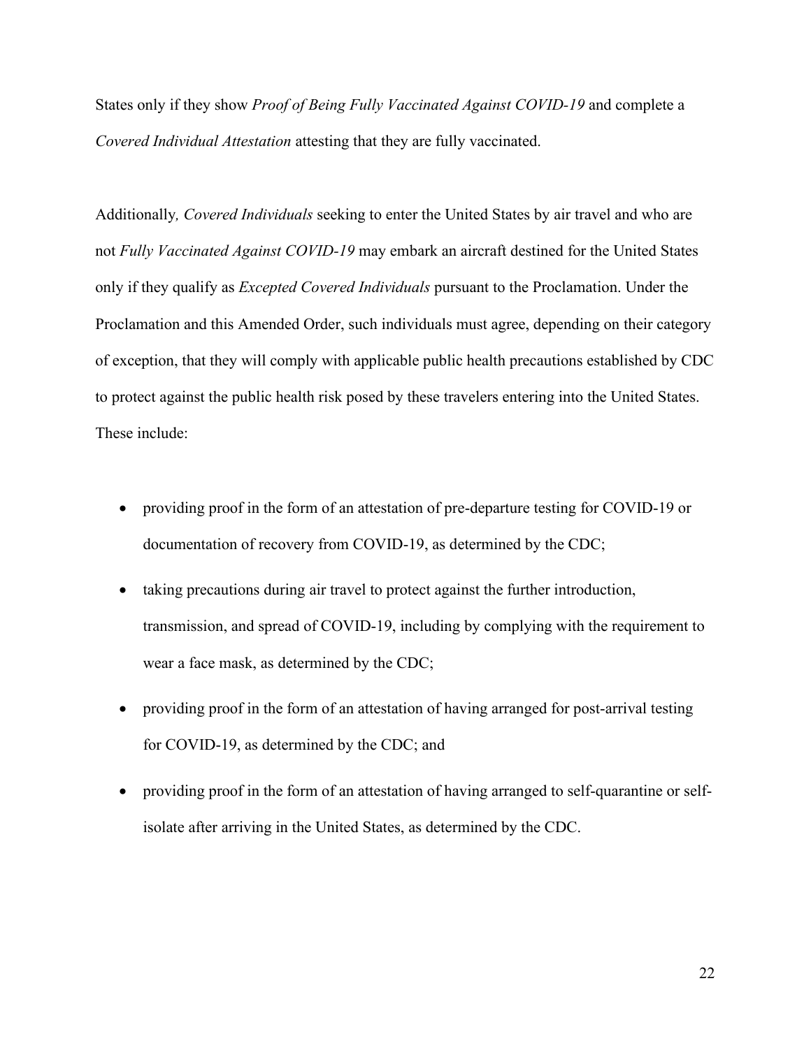States only if they show *Proof of Being Fully Vaccinated Against COVID-19* and complete a *Covered Individual Attestation* attesting that they are fully vaccinated.

Additionally*, Covered Individuals* seeking to enter the United States by air travel and who are not *Fully Vaccinated Against COVID-19* may embark an aircraft destined for the United States only if they qualify as *Excepted Covered Individuals* pursuant to the Proclamation. Under the Proclamation and this Amended Order, such individuals must agree, depending on their category of exception, that they will comply with applicable public health precautions established by CDC to protect against the public health risk posed by these travelers entering into the United States. These include:

- providing proof in the form of an attestation of pre-departure testing for COVID-19 or documentation of recovery from COVID-19, as determined by the CDC;
- taking precautions during air travel to protect against the further introduction, transmission, and spread of COVID-19, including by complying with the requirement to wear a face mask, as determined by the CDC;
- providing proof in the form of an attestation of having arranged for post-arrival testing for COVID-19, as determined by the CDC; and
- providing proof in the form of an attestation of having arranged to self-quarantine or self-isolate after arriving in the United States, as determined by the CDC.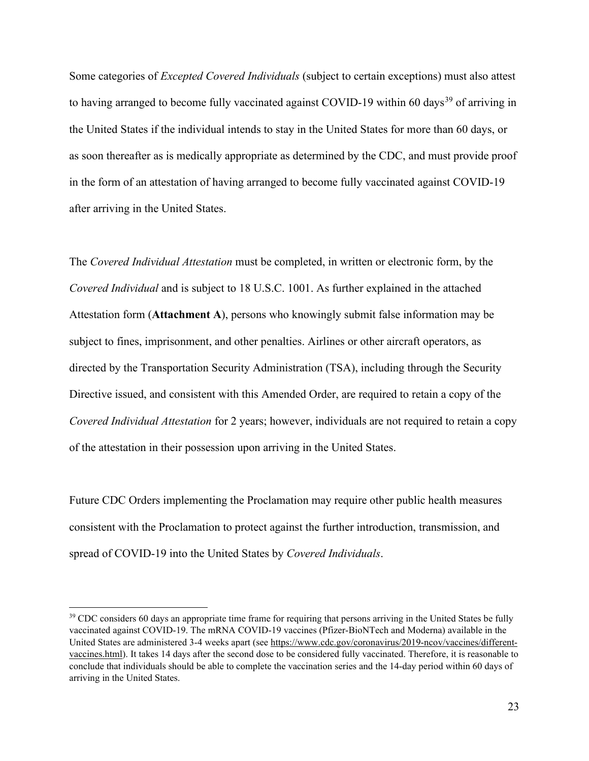Some categories of *Excepted Covered Individuals* (subject to certain exceptions) must also attest to having arranged to become fully vaccinated against COVID-19 within 60 days[39] of arriving in the United States if the individual intends to stay in the United States for more than 60 days, or as soon thereafter as is medically appropriate as determined by the CDC, and must provide proof in the form of an attestation of having arranged to become fully vaccinated against COVID-19 after arriving in the United States.

The *Covered Individual Attestation* must be completed, in written or electronic form, by the *Covered Individual* and is subject to 18 U.S.C. 1001. As further explained in the attached Attestation form (**Attachment A**), persons who knowingly submit false information may be subject to fines, imprisonment, and other penalties. Airlines or other aircraft operators, as directed by the Transportation Security Administration (TSA), including through the Security Directive issued, and consistent with this Amended Order, are required to retain a copy of the *Covered Individual Attestation* for 2 years; however, individuals are not required to retain a copy of the attestation in their possession upon arriving in the United States.

Future CDC Orders implementing the Proclamation may require other public health measures consistent with the Proclamation to protect against the further introduction, transmission, and spread of COVID-19 into the United States by *Covered Individuals*.

---

[39] CDC considers 60 days an appropriate time frame for requiring that persons arriving in the United States be fully vaccinated against COVID-19. The mRNA COVID-19 vaccines (Pfizer-BioNTech and Moderna) available in the United States are administered 3-4 weeks apart (see https://www.cdc.gov/coronavirus/2019-ncov/vaccines/different-vaccines.html). It takes 14 days after the second dose to be considered fully vaccinated. Therefore, it is reasonable to conclude that individuals should be able to complete the vaccination series and the 14-day period within 60 days of arriving in the United States.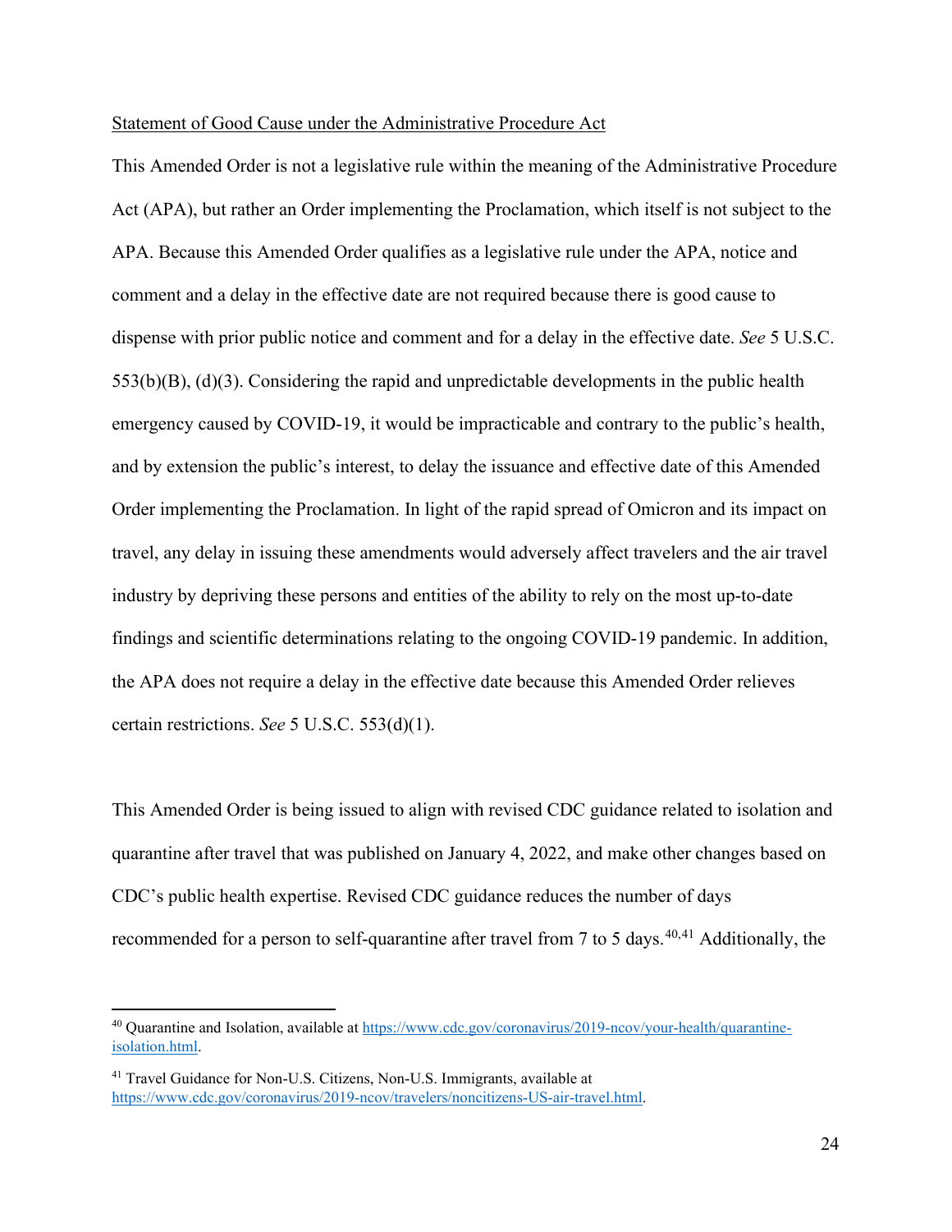Statement of Good Cause under the Administrative Procedure Act

This Amended Order is not a legislative rule within the meaning of the Administrative Procedure Act (APA), but rather an Order implementing the Proclamation, which itself is not subject to the APA. Because this Amended Order qualifies as a legislative rule under the APA, notice and comment and a delay in the effective date are not required because there is good cause to dispense with prior public notice and comment and for a delay in the effective date. *See* 5 U.S.C. 553(b)(B), (d)(3). Considering the rapid and unpredictable developments in the public health emergency caused by COVID-19, it would be impracticable and contrary to the public's health, and by extension the public's interest, to delay the issuance and effective date of this Amended Order implementing the Proclamation. In light of the rapid spread of Omicron and its impact on travel, any delay in issuing these amendments would adversely affect travelers and the air travel industry by depriving these persons and entities of the ability to rely on the most up-to-date findings and scientific determinations relating to the ongoing COVID-19 pandemic. In addition, the APA does not require a delay in the effective date because this Amended Order relieves certain restrictions. *See* 5 U.S.C. 553(d)(1).

This Amended Order is being issued to align with revised CDC guidance related to isolation and quarantine after travel that was published on January 4, 2022, and make other changes based on CDC's public health expertise. Revised CDC guidance reduces the number of days recommended for a person to self-quarantine after travel from 7 to 5 days.[40,41] Additionally, the

---

[40] Quarantine and Isolation, available at https://www.cdc.gov/coronavirus/2019-ncov/your-health/quarantine-isolation.html.

[41] Travel Guidance for Non-U.S. Citizens, Non-U.S. Immigrants, available at https://www.cdc.gov/coronavirus/2019-ncov/travelers/noncitizens-US-air-travel.html.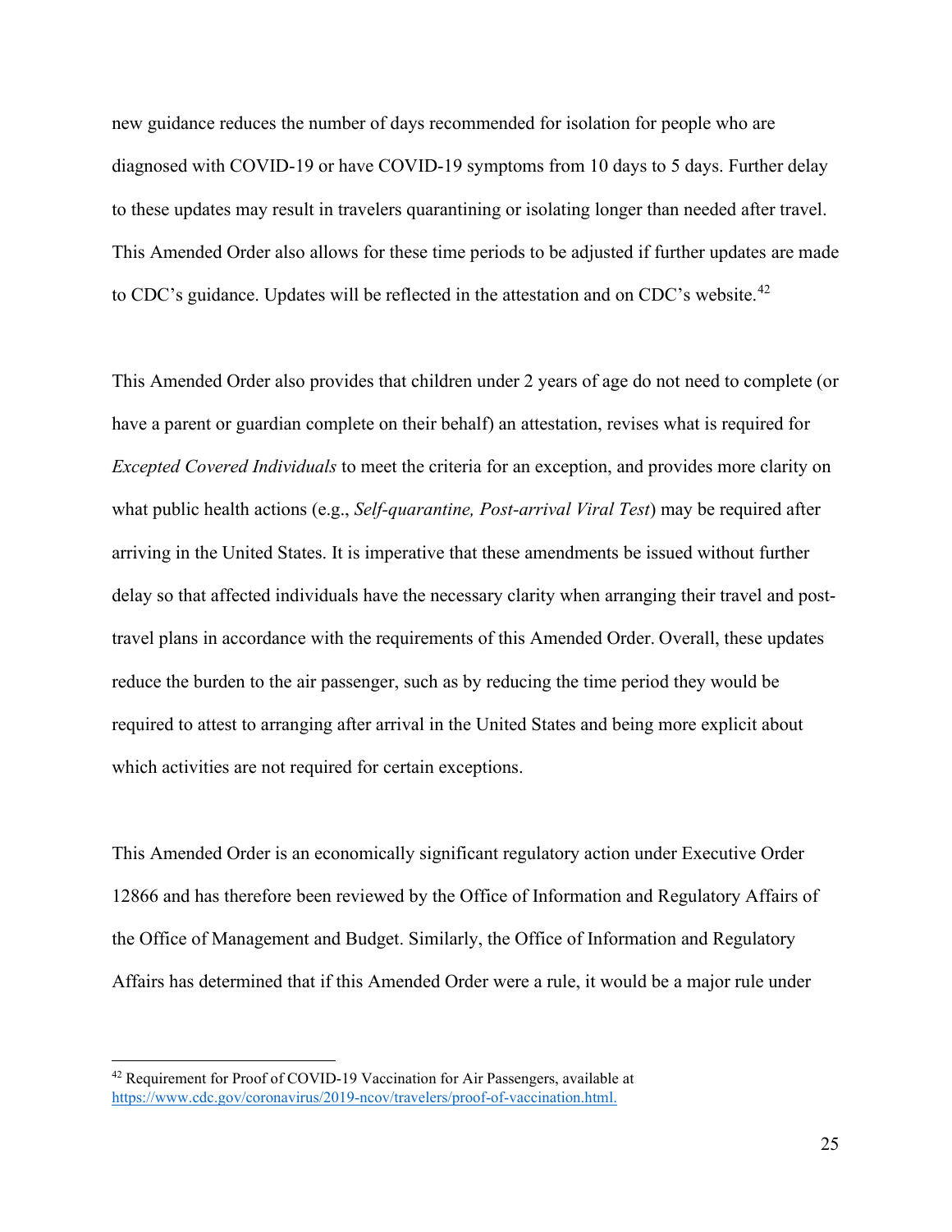new guidance reduces the number of days recommended for isolation for people who are diagnosed with COVID-19 or have COVID-19 symptoms from 10 days to 5 days. Further delay to these updates may result in travelers quarantining or isolating longer than needed after travel. This Amended Order also allows for these time periods to be adjusted if further updates are made to CDC's guidance. Updates will be reflected in the attestation and on CDC's website.[42]

This Amended Order also provides that children under 2 years of age do not need to complete (or have a parent or guardian complete on their behalf) an attestation, revises what is required for *Excepted Covered Individuals* to meet the criteria for an exception, and provides more clarity on what public health actions (e.g., *Self-quarantine, Post-arrival Viral Test*) may be required after arriving in the United States. It is imperative that these amendments be issued without further delay so that affected individuals have the necessary clarity when arranging their travel and post-travel plans in accordance with the requirements of this Amended Order. Overall, these updates reduce the burden to the air passenger, such as by reducing the time period they would be required to attest to arranging after arrival in the United States and being more explicit about which activities are not required for certain exceptions.

This Amended Order is an economically significant regulatory action under Executive Order 12866 and has therefore been reviewed by the Office of Information and Regulatory Affairs of the Office of Management and Budget. Similarly, the Office of Information and Regulatory Affairs has determined that if this Amended Order were a rule, it would be a major rule under

[42] Requirement for Proof of COVID-19 Vaccination for Air Passengers, available at https://www.cdc.gov/coronavirus/2019-ncov/travelers/proof-of-vaccination.html.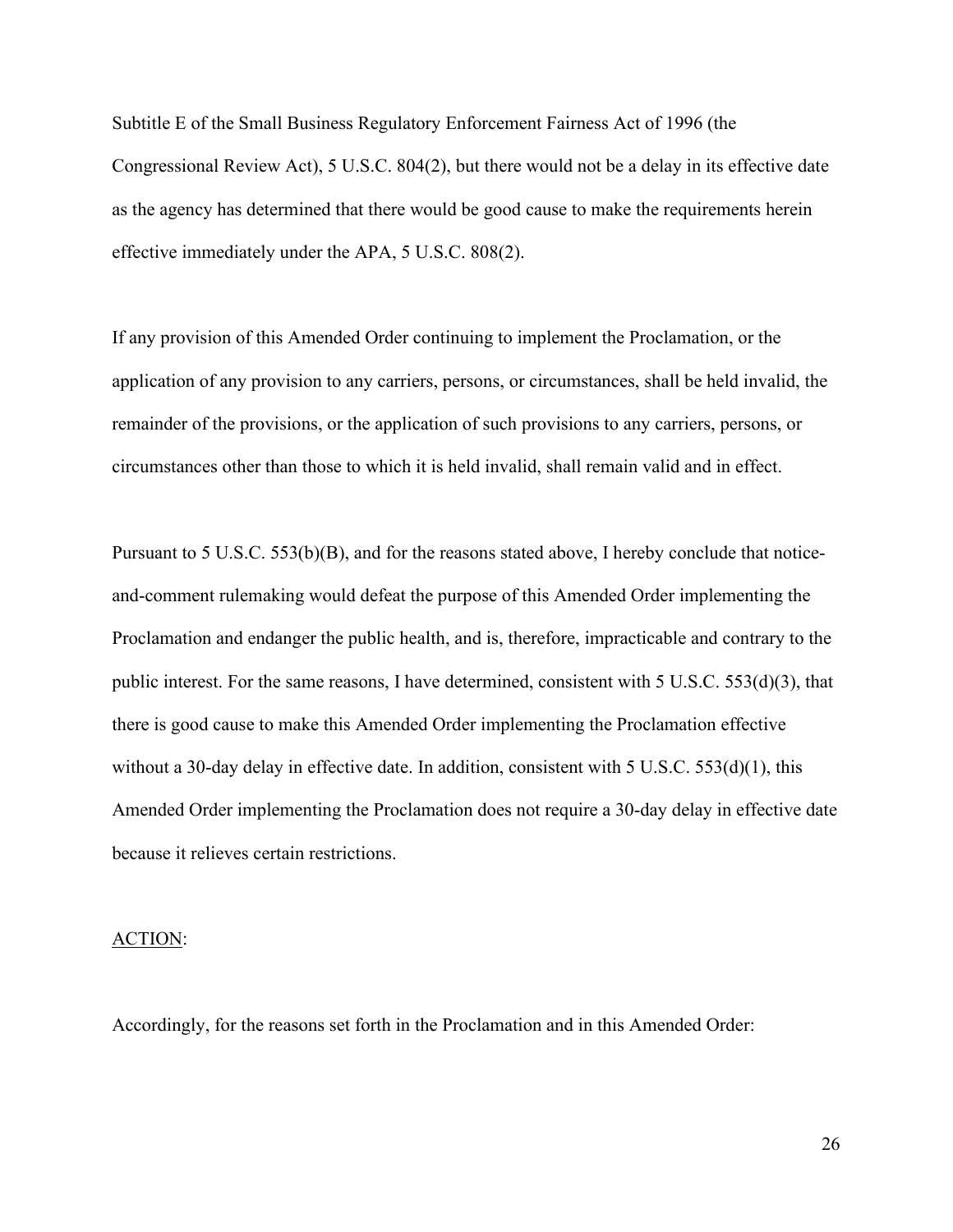Subtitle E of the Small Business Regulatory Enforcement Fairness Act of 1996 (the Congressional Review Act), 5 U.S.C. 804(2), but there would not be a delay in its effective date as the agency has determined that there would be good cause to make the requirements herein effective immediately under the APA, 5 U.S.C. 808(2).

If any provision of this Amended Order continuing to implement the Proclamation, or the application of any provision to any carriers, persons, or circumstances, shall be held invalid, the remainder of the provisions, or the application of such provisions to any carriers, persons, or circumstances other than those to which it is held invalid, shall remain valid and in effect.

Pursuant to 5 U.S.C. 553(b)(B), and for the reasons stated above, I hereby conclude that notice-and-comment rulemaking would defeat the purpose of this Amended Order implementing the Proclamation and endanger the public health, and is, therefore, impracticable and contrary to the public interest. For the same reasons, I have determined, consistent with 5 U.S.C. 553(d)(3), that there is good cause to make this Amended Order implementing the Proclamation effective without a 30-day delay in effective date. In addition, consistent with 5 U.S.C. 553(d)(1), this Amended Order implementing the Proclamation does not require a 30-day delay in effective date because it relieves certain restrictions.

<u>ACTION</u>:

Accordingly, for the reasons set forth in the Proclamation and in this Amended Order: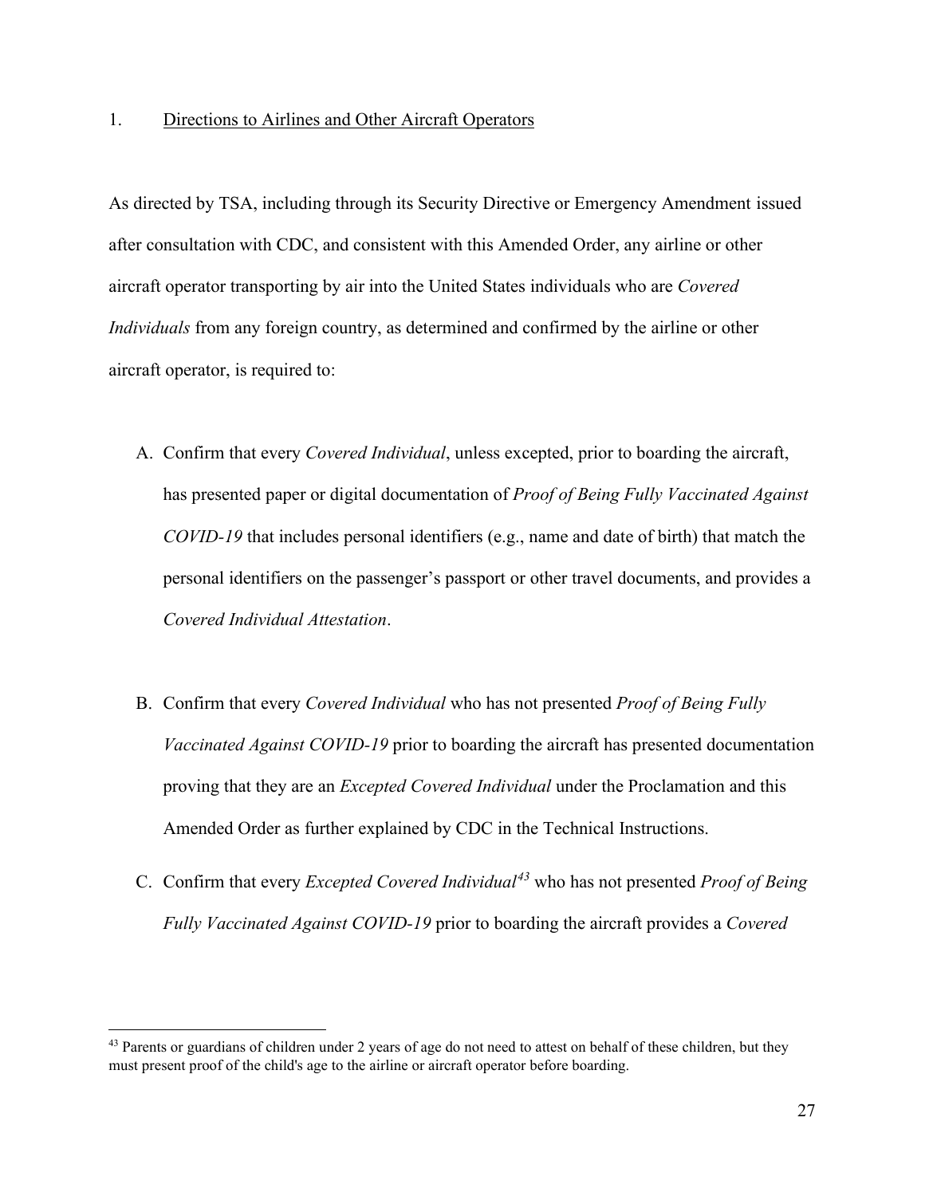1. Directions to Airlines and Other Aircraft Operators

As directed by TSA, including through its Security Directive or Emergency Amendment issued after consultation with CDC, and consistent with this Amended Order, any airline or other aircraft operator transporting by air into the United States individuals who are *Covered Individuals* from any foreign country, as determined and confirmed by the airline or other aircraft operator, is required to:

A. Confirm that every *Covered Individual*, unless excepted, prior to boarding the aircraft, has presented paper or digital documentation of *Proof of Being Fully Vaccinated Against COVID-19* that includes personal identifiers (e.g., name and date of birth) that match the personal identifiers on the passenger's passport or other travel documents, and provides a *Covered Individual Attestation*.

B. Confirm that every *Covered Individual* who has not presented *Proof of Being Fully Vaccinated Against COVID-19* prior to boarding the aircraft has presented documentation proving that they are an *Excepted Covered Individual* under the Proclamation and this Amended Order as further explained by CDC in the Technical Instructions.

C. Confirm that every *Excepted Covered Individual*[43] who has not presented *Proof of Being Fully Vaccinated Against COVID-19* prior to boarding the aircraft provides a *Covered*

[43] Parents or guardians of children under 2 years of age do not need to attest on behalf of these children, but they must present proof of the child's age to the airline or aircraft operator before boarding.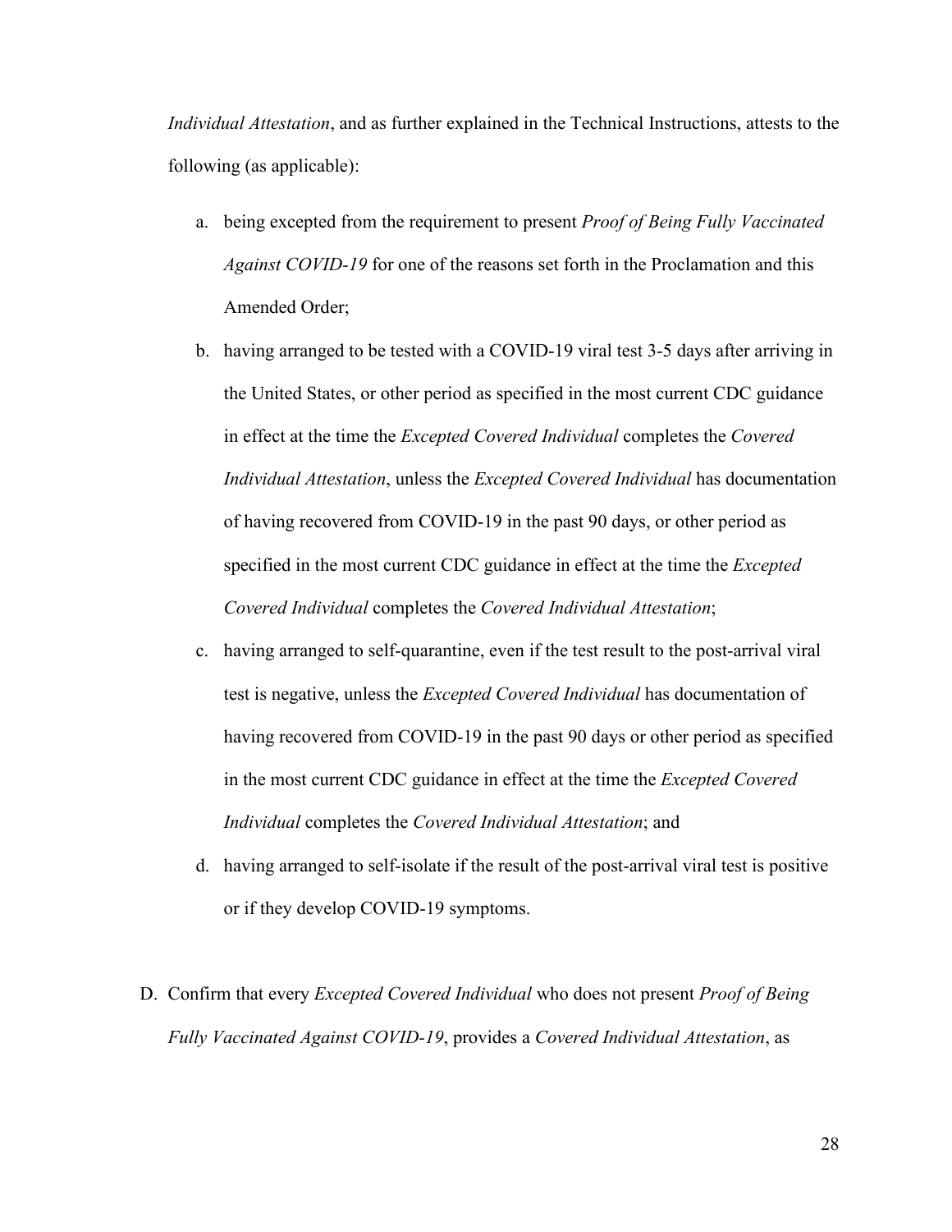*Individual Attestation*, and as further explained in the Technical Instructions, attests to the following (as applicable):

a. being excepted from the requirement to present *Proof of Being Fully Vaccinated Against COVID-19* for one of the reasons set forth in the Proclamation and this Amended Order;

b. having arranged to be tested with a COVID-19 viral test 3-5 days after arriving in the United States, or other period as specified in the most current CDC guidance in effect at the time the *Excepted Covered Individual* completes the *Covered Individual Attestation*, unless the *Excepted Covered Individual* has documentation of having recovered from COVID-19 in the past 90 days, or other period as specified in the most current CDC guidance in effect at the time the *Excepted Covered Individual* completes the *Covered Individual Attestation*;

c. having arranged to self-quarantine, even if the test result to the post-arrival viral test is negative, unless the *Excepted Covered Individual* has documentation of having recovered from COVID-19 in the past 90 days or other period as specified in the most current CDC guidance in effect at the time the *Excepted Covered Individual* completes the *Covered Individual Attestation*; and

d. having arranged to self-isolate if the result of the post-arrival viral test is positive or if they develop COVID-19 symptoms.

D. Confirm that every *Excepted Covered Individual* who does not present *Proof of Being Fully Vaccinated Against COVID-19*, provides a *Covered Individual Attestation*, as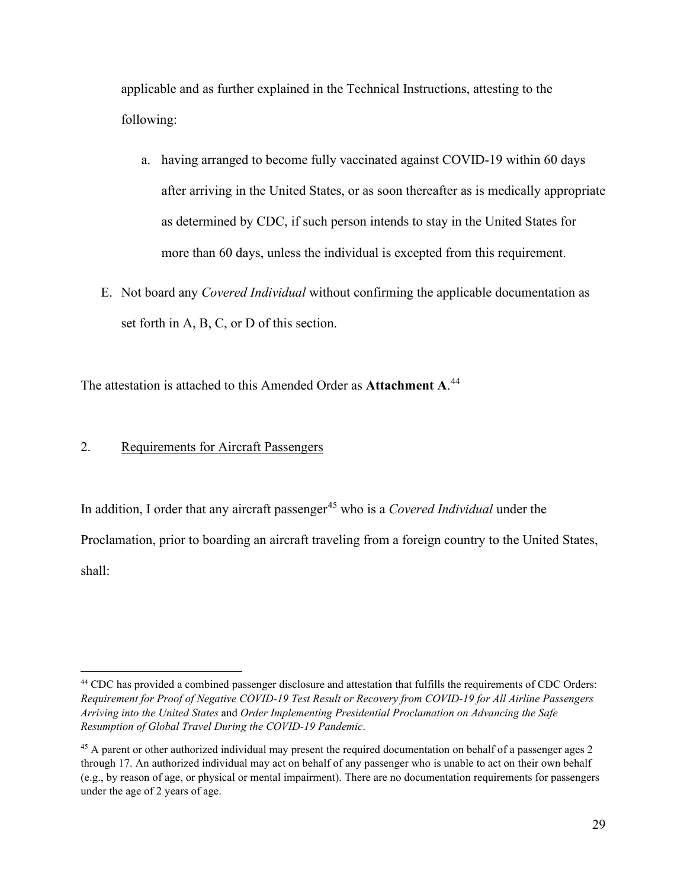applicable and as further explained in the Technical Instructions, attesting to the following:

   a. having arranged to become fully vaccinated against COVID-19 within 60 days after arriving in the United States, or as soon thereafter as is medically appropriate as determined by CDC, if such person intends to stay in the United States for more than 60 days, unless the individual is excepted from this requirement.

E. Not board any *Covered Individual* without confirming the applicable documentation as set forth in A, B, C, or D of this section.

The attestation is attached to this Amended Order as **Attachment A**.[44]

2. Requirements for Aircraft Passengers

In addition, I order that any aircraft passenger[45] who is a *Covered Individual* under the Proclamation, prior to boarding an aircraft traveling from a foreign country to the United States, shall:

---

[44] CDC has provided a combined passenger disclosure and attestation that fulfills the requirements of CDC Orders: *Requirement for Proof of Negative COVID-19 Test Result or Recovery from COVID-19 for All Airline Passengers Arriving into the United States* and *Order Implementing Presidential Proclamation on Advancing the Safe Resumption of Global Travel During the COVID-19 Pandemic*.

[45] A parent or other authorized individual may present the required documentation on behalf of a passenger ages 2 through 17. An authorized individual may act on behalf of any passenger who is unable to act on their own behalf (e.g., by reason of age, or physical or mental impairment). There are no documentation requirements for passengers under the age of 2 years of age.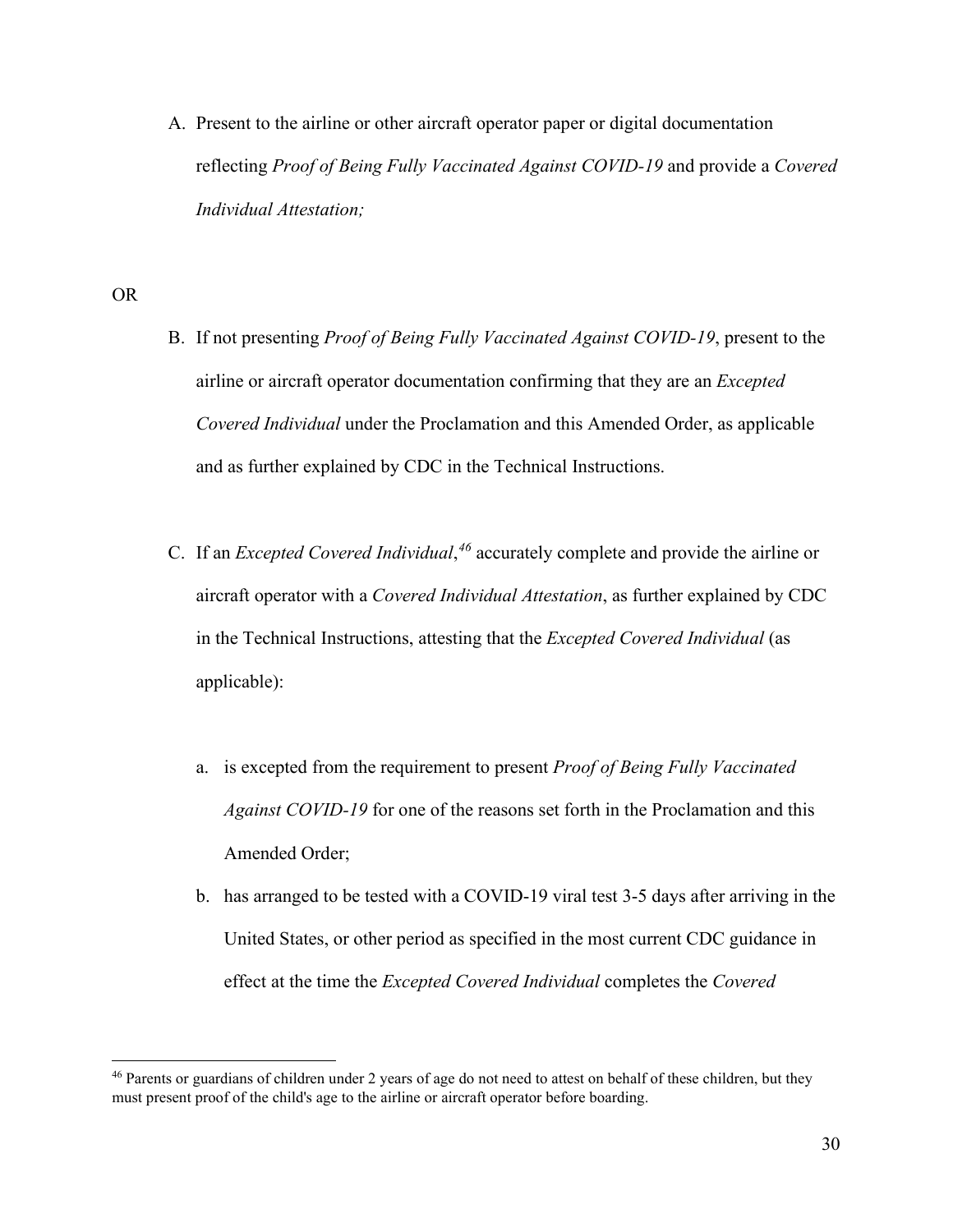A. Present to the airline or other aircraft operator paper or digital documentation reflecting *Proof of Being Fully Vaccinated Against COVID-19* and provide a *Covered Individual Attestation;*

OR

B. If not presenting *Proof of Being Fully Vaccinated Against COVID-19*, present to the airline or aircraft operator documentation confirming that they are an *Excepted Covered Individual* under the Proclamation and this Amended Order, as applicable and as further explained by CDC in the Technical Instructions.

C. If an *Excepted Covered Individual*,[46] accurately complete and provide the airline or aircraft operator with a *Covered Individual Attestation*, as further explained by CDC in the Technical Instructions, attesting that the *Excepted Covered Individual* (as applicable):

   a. is excepted from the requirement to present *Proof of Being Fully Vaccinated Against COVID-19* for one of the reasons set forth in the Proclamation and this Amended Order;

   b. has arranged to be tested with a COVID-19 viral test 3-5 days after arriving in the United States, or other period as specified in the most current CDC guidance in effect at the time the *Excepted Covered Individual* completes the *Covered*

[46] Parents or guardians of children under 2 years of age do not need to attest on behalf of these children, but they must present proof of the child's age to the airline or aircraft operator before boarding.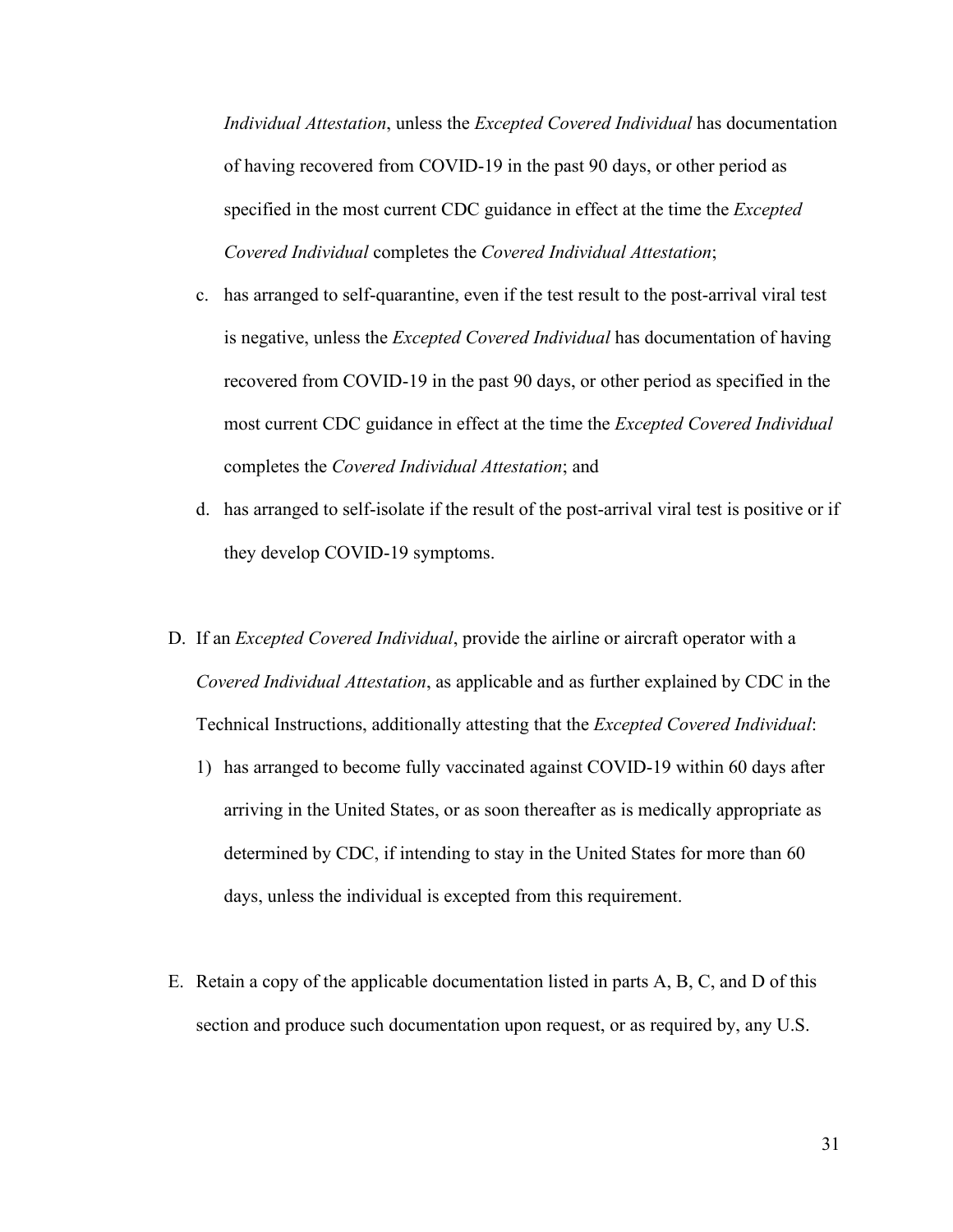*Individual Attestation*, unless the *Excepted Covered Individual* has documentation of having recovered from COVID-19 in the past 90 days, or other period as specified in the most current CDC guidance in effect at the time the *Excepted Covered Individual* completes the *Covered Individual Attestation*;

c. has arranged to self-quarantine, even if the test result to the post-arrival viral test is negative, unless the *Excepted Covered Individual* has documentation of having recovered from COVID-19 in the past 90 days, or other period as specified in the most current CDC guidance in effect at the time the *Excepted Covered Individual* completes the *Covered Individual Attestation*; and

d. has arranged to self-isolate if the result of the post-arrival viral test is positive or if they develop COVID-19 symptoms.

D. If an *Excepted Covered Individual*, provide the airline or aircraft operator with a *Covered Individual Attestation*, as applicable and as further explained by CDC in the Technical Instructions, additionally attesting that the *Excepted Covered Individual*:

1) has arranged to become fully vaccinated against COVID-19 within 60 days after arriving in the United States, or as soon thereafter as is medically appropriate as determined by CDC, if intending to stay in the United States for more than 60 days, unless the individual is excepted from this requirement.

E. Retain a copy of the applicable documentation listed in parts A, B, C, and D of this section and produce such documentation upon request, or as required by, any U.S.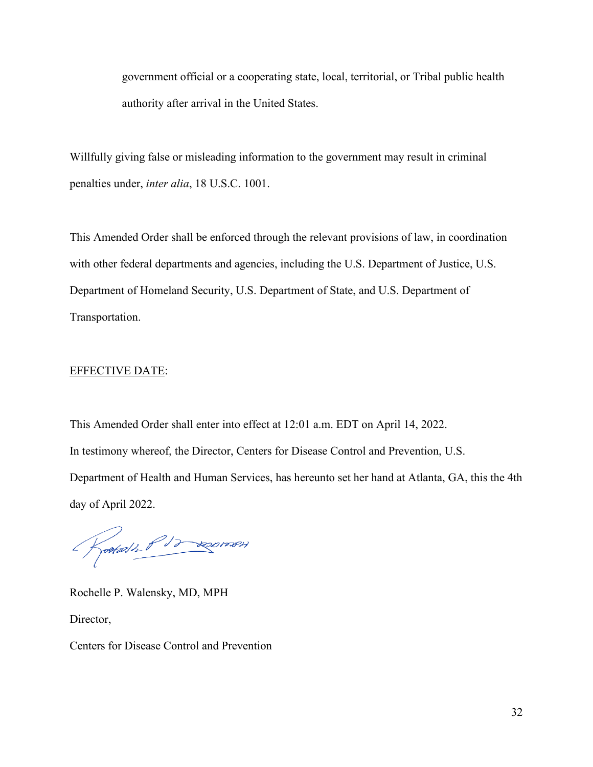government official or a cooperating state, local, territorial, or Tribal public health authority after arrival in the United States.

Willfully giving false or misleading information to the government may result in criminal penalties under, *inter alia*, 18 U.S.C. 1001.

This Amended Order shall be enforced through the relevant provisions of law, in coordination with other federal departments and agencies, including the U.S. Department of Justice, U.S. Department of Homeland Security, U.S. Department of State, and U.S. Department of Transportation.

EFFECTIVE DATE:

This Amended Order shall enter into effect at 12:01 a.m. EDT on April 14, 2022.

In testimony whereof, the Director, Centers for Disease Control and Prevention, U.S. Department of Health and Human Services, has hereunto set her hand at Atlanta, GA, this the 4th day of April 2022.

Rochelle P. Walensky, MD, MPH

Director,

Centers for Disease Control and Prevention